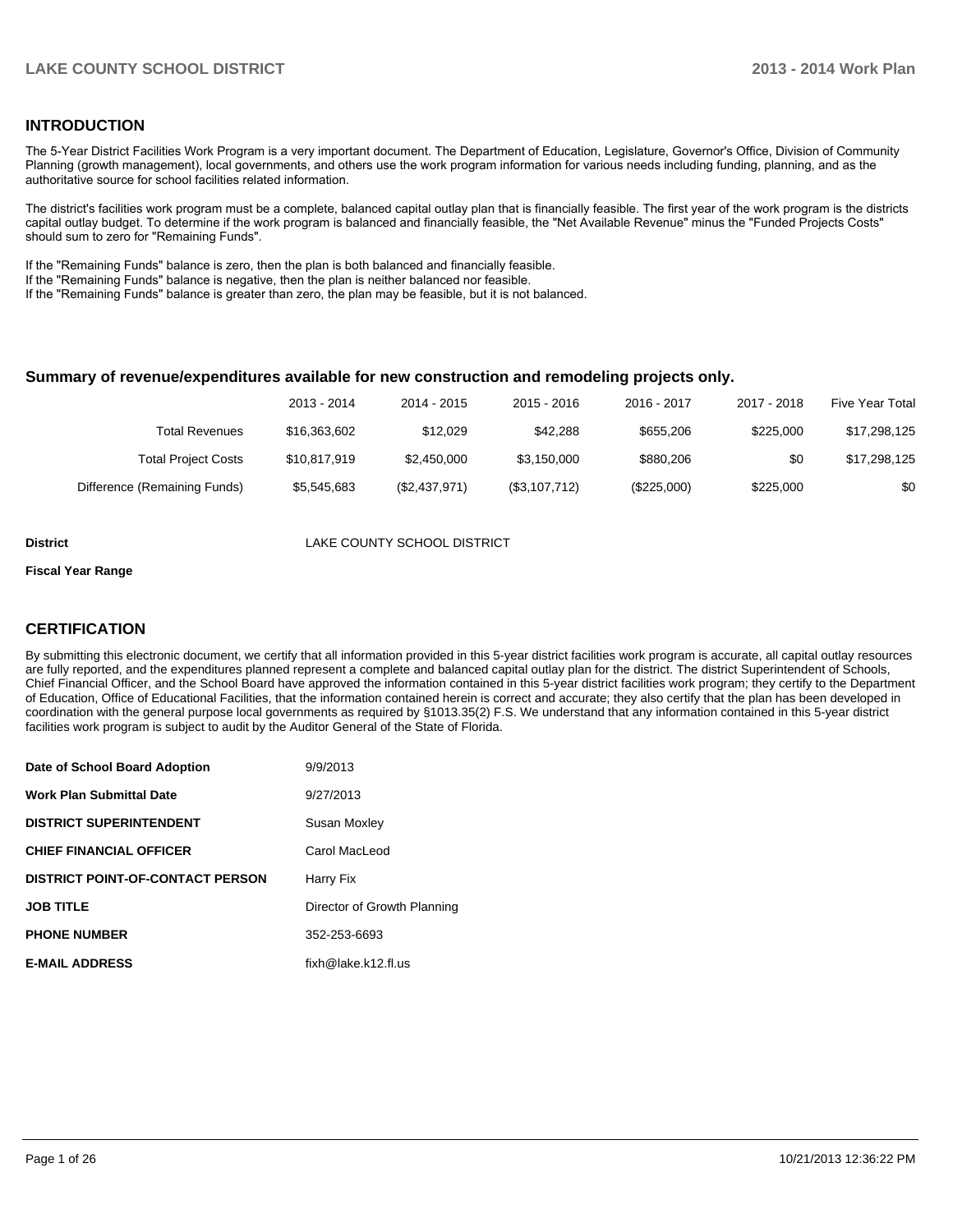## INTRODUCTION

The 5-Year District Facilities Work Program is a very important document. The Department of Education, Legislature, Governor's Office, Division of Community Planning (growth management), local governments, and others use the work program information for various needs including funding, planning, and as the authoritative source for school facilities related information.

The district's facilities work program must be a complete, balanced capital outlay plan that is financially feasible. The first year of the work program is the districts capital outlay budget. To determine if the work program is balanced and financially feasible, the "Net Available Revenue" minus the "Funded Projects Costs" should sum to zero for "Remaining Funds".

If the "Remaining Funds" balance is zero, then the plan is both balanced and financially feasible.
If the "Remaining Funds" balance is negative, then the plan is neither balanced nor feasible.
If the "Remaining Funds" balance is greater than zero, the plan may be feasible, but it is not balanced.

### Summary of revenue/expenditures available for new construction and remodeling projects only.

| | 2013 - 2014 | 2014 - 2015 | 2015 - 2016 | 2016 - 2017 | 2017 - 2018 | Five Year Total |
|---|---|---|---|---|---|---|
| Total Revenues | $16,363,602 | $12,029 | $42,288 | $655,206 | $225,000 | $17,298,125 |
| Total Project Costs | $10,817,919 | $2,450,000 | $3,150,000 | $880,206 | $0 | $17,298,125 |
| Difference (Remaining Funds) | $5,545,683 | ($2,437,971) | ($3,107,712) | ($225,000) | $225,000 | $0 |

**District** LAKE COUNTY SCHOOL DISTRICT

**Fiscal Year Range**

## CERTIFICATION

By submitting this electronic document, we certify that all information provided in this 5-year district facilities work program is accurate, all capital outlay resources are fully reported, and the expenditures planned represent a complete and balanced capital outlay plan for the district. The district Superintendent of Schools, Chief Financial Officer, and the School Board have approved the information contained in this 5-year district facilities work program; they certify to the Department of Education, Office of Educational Facilities, that the information contained herein is correct and accurate; they also certify that the plan has been developed in coordination with the general purpose local governments as required by §1013.35(2) F.S. We understand that any information contained in this 5-year district facilities work program is subject to audit by the Auditor General of the State of Florida.

| | |
|---|---|
| **Date of School Board Adoption** | 9/9/2013 |
| **Work Plan Submittal Date** | 9/27/2013 |
| **DISTRICT SUPERINTENDENT** | Susan Moxley |
| **CHIEF FINANCIAL OFFICER** | Carol MacLeod |
| **DISTRICT POINT-OF-CONTACT PERSON** | Harry Fix |
| **JOB TITLE** | Director of Growth Planning |
| **PHONE NUMBER** | 352-253-6693 |
| **E-MAIL ADDRESS** | fixh@lake.k12.fl.us |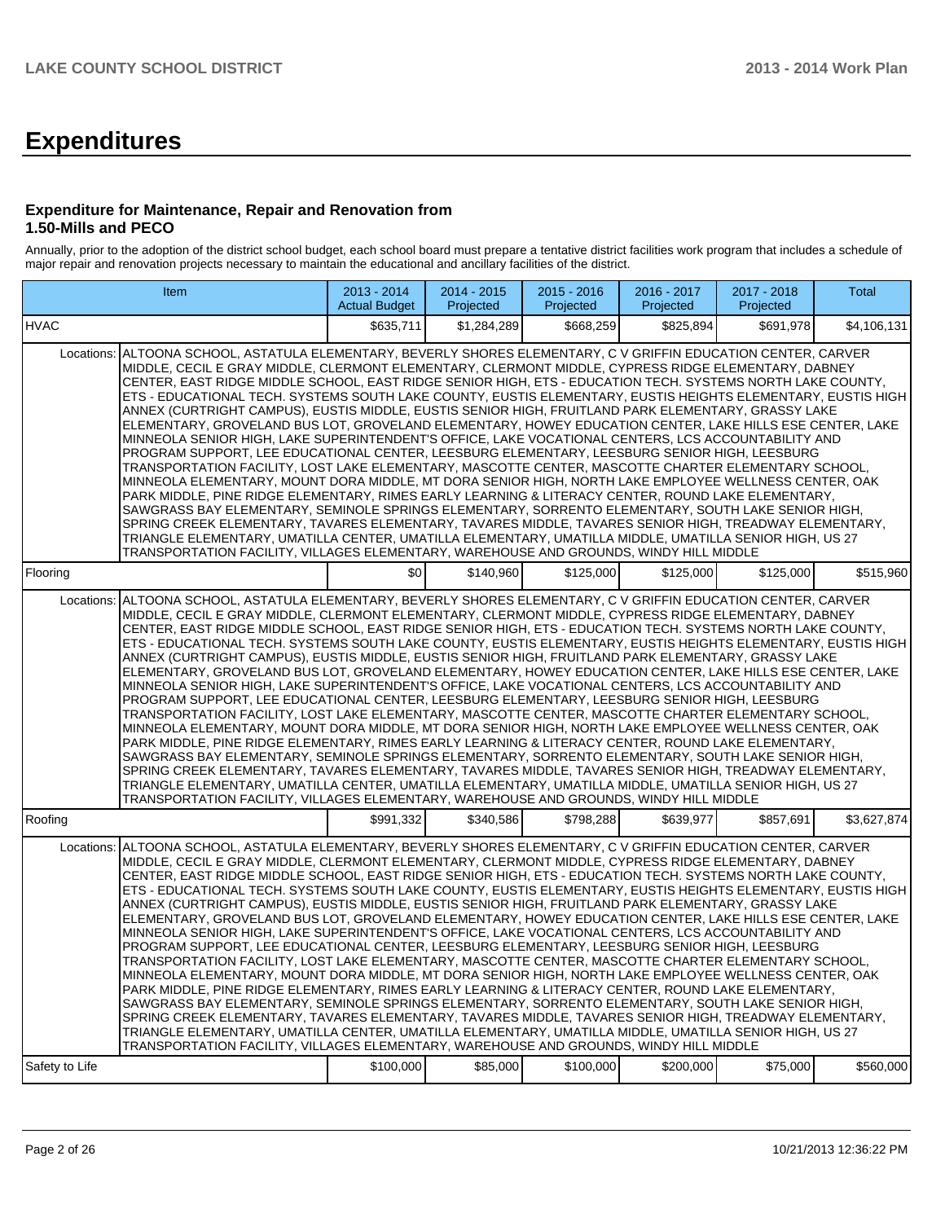# Expenditures

### Expenditure for Maintenance, Repair and Renovation from 1.50-Mills and PECO

Annually, prior to the adoption of the district school budget, each school board must prepare a tentative district facilities work program that includes a schedule of major repair and renovation projects necessary to maintain the educational and ancillary facilities of the district.

| Item | | 2013 - 2014 Actual Budget | 2014 - 2015 Projected | 2015 - 2016 Projected | 2016 - 2017 Projected | 2017 - 2018 Projected | Total |
|---|---|---|---|---|---|---|---|
| HVAC | | $635,711 | $1,284,289 | $668,259 | $825,894 | $691,978 | $4,106,131 |
| Locations: | ALTOONA SCHOOL, ASTATULA ELEMENTARY, BEVERLY SHORES ELEMENTARY, C V GRIFFIN EDUCATION CENTER, CARVER MIDDLE, CECIL E GRAY MIDDLE, CLERMONT ELEMENTARY, CLERMONT MIDDLE, CYPRESS RIDGE ELEMENTARY, DABNEY CENTER, EAST RIDGE MIDDLE SCHOOL, EAST RIDGE SENIOR HIGH, ETS - EDUCATION TECH. SYSTEMS NORTH LAKE COUNTY, ETS - EDUCATIONAL TECH. SYSTEMS SOUTH LAKE COUNTY, EUSTIS ELEMENTARY, EUSTIS HEIGHTS ELEMENTARY, EUSTIS HIGH ANNEX (CURTRIGHT CAMPUS), EUSTIS MIDDLE, EUSTIS SENIOR HIGH, FRUITLAND PARK ELEMENTARY, GRASSY LAKE ELEMENTARY, GROVELAND BUS LOT, GROVELAND ELEMENTARY, HOWEY EDUCATION CENTER, LAKE HILLS ESE CENTER, LAKE MINNEOLA SENIOR HIGH, LAKE SUPERINTENDENT'S OFFICE, LAKE VOCATIONAL CENTERS, LCS ACCOUNTABILITY AND PROGRAM SUPPORT, LEE EDUCATIONAL CENTER, LEESBURG ELEMENTARY, LEESBURG SENIOR HIGH, LEESBURG TRANSPORTATION FACILITY, LOST LAKE ELEMENTARY, MASCOTTE CENTER, MASCOTTE CHARTER ELEMENTARY SCHOOL, MINNEOLA ELEMENTARY, MOUNT DORA MIDDLE, MT DORA SENIOR HIGH, NORTH LAKE EMPLOYEE WELLNESS CENTER, OAK PARK MIDDLE, PINE RIDGE ELEMENTARY, RIMES EARLY LEARNING & LITERACY CENTER, ROUND LAKE ELEMENTARY, SAWGRASS BAY ELEMENTARY, SEMINOLE SPRINGS ELEMENTARY, SORRENTO ELEMENTARY, SOUTH LAKE SENIOR HIGH, SPRING CREEK ELEMENTARY, TAVARES ELEMENTARY, TAVARES MIDDLE, TAVARES SENIOR HIGH, TREADWAY ELEMENTARY, TRIANGLE ELEMENTARY, UMATILLA CENTER, UMATILLA ELEMENTARY, UMATILLA MIDDLE, UMATILLA SENIOR HIGH, US 27 TRANSPORTATION FACILITY, VILLAGES ELEMENTARY, WAREHOUSE AND GROUNDS, WINDY HILL MIDDLE | | | | | | |
| Flooring | | $0 | $140,960 | $125,000 | $125,000 | $125,000 | $515,960 |
| Locations: | ALTOONA SCHOOL, ASTATULA ELEMENTARY, BEVERLY SHORES ELEMENTARY, C V GRIFFIN EDUCATION CENTER, CARVER MIDDLE, CECIL E GRAY MIDDLE, CLERMONT ELEMENTARY, CLERMONT MIDDLE, CYPRESS RIDGE ELEMENTARY, DABNEY CENTER, EAST RIDGE MIDDLE SCHOOL, EAST RIDGE SENIOR HIGH, ETS - EDUCATION TECH. SYSTEMS NORTH LAKE COUNTY, ETS - EDUCATIONAL TECH. SYSTEMS SOUTH LAKE COUNTY, EUSTIS ELEMENTARY, EUSTIS HEIGHTS ELEMENTARY, EUSTIS HIGH ANNEX (CURTRIGHT CAMPUS), EUSTIS MIDDLE, EUSTIS SENIOR HIGH, FRUITLAND PARK ELEMENTARY, GRASSY LAKE ELEMENTARY, GROVELAND BUS LOT, GROVELAND ELEMENTARY, HOWEY EDUCATION CENTER, LAKE HILLS ESE CENTER, LAKE MINNEOLA SENIOR HIGH, LAKE SUPERINTENDENT'S OFFICE, LAKE VOCATIONAL CENTERS, LCS ACCOUNTABILITY AND PROGRAM SUPPORT, LEE EDUCATIONAL CENTER, LEESBURG ELEMENTARY, LEESBURG SENIOR HIGH, LEESBURG TRANSPORTATION FACILITY, LOST LAKE ELEMENTARY, MASCOTTE CENTER, MASCOTTE CHARTER ELEMENTARY SCHOOL, MINNEOLA ELEMENTARY, MOUNT DORA MIDDLE, MT DORA SENIOR HIGH, NORTH LAKE EMPLOYEE WELLNESS CENTER, OAK PARK MIDDLE, PINE RIDGE ELEMENTARY, RIMES EARLY LEARNING & LITERACY CENTER, ROUND LAKE ELEMENTARY, SAWGRASS BAY ELEMENTARY, SEMINOLE SPRINGS ELEMENTARY, SORRENTO ELEMENTARY, SOUTH LAKE SENIOR HIGH, SPRING CREEK ELEMENTARY, TAVARES ELEMENTARY, TAVARES MIDDLE, TAVARES SENIOR HIGH, TREADWAY ELEMENTARY, TRIANGLE ELEMENTARY, UMATILLA CENTER, UMATILLA ELEMENTARY, UMATILLA MIDDLE, UMATILLA SENIOR HIGH, US 27 TRANSPORTATION FACILITY, VILLAGES ELEMENTARY, WAREHOUSE AND GROUNDS, WINDY HILL MIDDLE | | | | | | |
| Roofing | | $991,332 | $340,586 | $798,288 | $639,977 | $857,691 | $3,627,874 |
| Locations: | ALTOONA SCHOOL, ASTATULA ELEMENTARY, BEVERLY SHORES ELEMENTARY, C V GRIFFIN EDUCATION CENTER, CARVER MIDDLE, CECIL E GRAY MIDDLE, CLERMONT ELEMENTARY, CLERMONT MIDDLE, CYPRESS RIDGE ELEMENTARY, DABNEY CENTER, EAST RIDGE MIDDLE SCHOOL, EAST RIDGE SENIOR HIGH, ETS - EDUCATION TECH. SYSTEMS NORTH LAKE COUNTY, ETS - EDUCATIONAL TECH. SYSTEMS SOUTH LAKE COUNTY, EUSTIS ELEMENTARY, EUSTIS HEIGHTS ELEMENTARY, EUSTIS HIGH ANNEX (CURTRIGHT CAMPUS), EUSTIS MIDDLE, EUSTIS SENIOR HIGH, FRUITLAND PARK ELEMENTARY, GRASSY LAKE ELEMENTARY, GROVELAND BUS LOT, GROVELAND ELEMENTARY, HOWEY EDUCATION CENTER, LAKE HILLS ESE CENTER, LAKE MINNEOLA SENIOR HIGH, LAKE SUPERINTENDENT'S OFFICE, LAKE VOCATIONAL CENTERS, LCS ACCOUNTABILITY AND PROGRAM SUPPORT, LEE EDUCATIONAL CENTER, LEESBURG ELEMENTARY, LEESBURG SENIOR HIGH, LEESBURG TRANSPORTATION FACILITY, LOST LAKE ELEMENTARY, MASCOTTE CENTER, MASCOTTE CHARTER ELEMENTARY SCHOOL, MINNEOLA ELEMENTARY, MOUNT DORA MIDDLE, MT DORA SENIOR HIGH, NORTH LAKE EMPLOYEE WELLNESS CENTER, OAK PARK MIDDLE, PINE RIDGE ELEMENTARY, RIMES EARLY LEARNING & LITERACY CENTER, ROUND LAKE ELEMENTARY, SAWGRASS BAY ELEMENTARY, SEMINOLE SPRINGS ELEMENTARY, SORRENTO ELEMENTARY, SOUTH LAKE SENIOR HIGH, SPRING CREEK ELEMENTARY, TAVARES ELEMENTARY, TAVARES MIDDLE, TAVARES SENIOR HIGH, TREADWAY ELEMENTARY, TRIANGLE ELEMENTARY, UMATILLA CENTER, UMATILLA ELEMENTARY, UMATILLA MIDDLE, UMATILLA SENIOR HIGH, US 27 TRANSPORTATION FACILITY, VILLAGES ELEMENTARY, WAREHOUSE AND GROUNDS, WINDY HILL MIDDLE | | | | | | |
| Safety to Life | | $100,000 | $85,000 | $100,000 | $200,000 | $75,000 | $560,000 |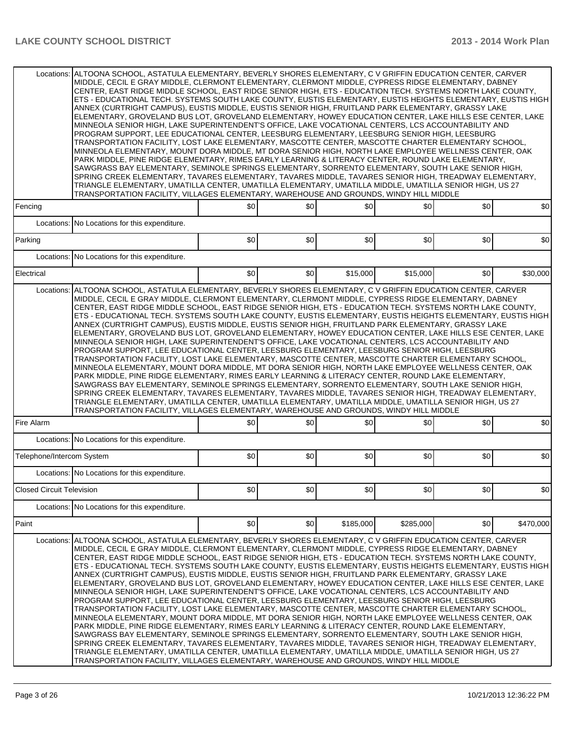| | | | | | | |
|---|---|---|---|---|---|---|
| Locations: | ALTOONA SCHOOL, ASTATULA ELEMENTARY, BEVERLY SHORES ELEMENTARY, C V GRIFFIN EDUCATION CENTER, CARVER MIDDLE, CECIL E GRAY MIDDLE, CLERMONT ELEMENTARY, CLERMONT MIDDLE, CYPRESS RIDGE ELEMENTARY, DABNEY CENTER, EAST RIDGE MIDDLE SCHOOL, EAST RIDGE SENIOR HIGH, ETS - EDUCATION TECH. SYSTEMS NORTH LAKE COUNTY, ETS - EDUCATIONAL TECH. SYSTEMS SOUTH LAKE COUNTY, EUSTIS ELEMENTARY, EUSTIS HEIGHTS ELEMENTARY, EUSTIS HIGH ANNEX (CURTRIGHT CAMPUS), EUSTIS MIDDLE, EUSTIS SENIOR HIGH, FRUITLAND PARK ELEMENTARY, GRASSY LAKE ELEMENTARY, GROVELAND BUS LOT, GROVELAND ELEMENTARY, HOWEY EDUCATION CENTER, LAKE HILLS ESE CENTER, LAKE MINNEOLA SENIOR HIGH, LAKE SUPERINTENDENT'S OFFICE, LAKE VOCATIONAL CENTERS, LCS ACCOUNTABILITY AND PROGRAM SUPPORT, LEE EDUCATIONAL CENTER, LEESBURG ELEMENTARY, LEESBURG SENIOR HIGH, LEESBURG TRANSPORTATION FACILITY, LOST LAKE ELEMENTARY, MASCOTTE CENTER, MASCOTTE CHARTER ELEMENTARY SCHOOL, MINNEOLA ELEMENTARY, MOUNT DORA MIDDLE, MT DORA SENIOR HIGH, NORTH LAKE EMPLOYEE WELLNESS CENTER, OAK PARK MIDDLE, PINE RIDGE ELEMENTARY, RIMES EARLY LEARNING & LITERACY CENTER, ROUND LAKE ELEMENTARY, SAWGRASS BAY ELEMENTARY, SEMINOLE SPRINGS ELEMENTARY, SORRENTO ELEMENTARY, SOUTH LAKE SENIOR HIGH, SPRING CREEK ELEMENTARY, TAVARES ELEMENTARY, TAVARES MIDDLE, TAVARES SENIOR HIGH, TREADWAY ELEMENTARY, TRIANGLE ELEMENTARY, UMATILLA CENTER, UMATILLA ELEMENTARY, UMATILLA MIDDLE, UMATILLA SENIOR HIGH, US 27 TRANSPORTATION FACILITY, VILLAGES ELEMENTARY, WAREHOUSE AND GROUNDS, WINDY HILL MIDDLE | | | | | |
| Fencing | | $0 | $0 | $0 | $0 | $0 | $0 |
| Locations: | No Locations for this expenditure. | | | | | |
| Parking | | $0 | $0 | $0 | $0 | $0 | $0 |
| Locations: | No Locations for this expenditure. | | | | | |
| Electrical | | $0 | $0 | $15,000 | $15,000 | $0 | $30,000 |
| Locations: | ALTOONA SCHOOL, ASTATULA ELEMENTARY, BEVERLY SHORES ELEMENTARY, C V GRIFFIN EDUCATION CENTER, CARVER MIDDLE, CECIL E GRAY MIDDLE, CLERMONT ELEMENTARY, CLERMONT MIDDLE, CYPRESS RIDGE ELEMENTARY, DABNEY CENTER, EAST RIDGE MIDDLE SCHOOL, EAST RIDGE SENIOR HIGH, ETS - EDUCATION TECH. SYSTEMS NORTH LAKE COUNTY, ETS - EDUCATIONAL TECH. SYSTEMS SOUTH LAKE COUNTY, EUSTIS ELEMENTARY, EUSTIS HEIGHTS ELEMENTARY, EUSTIS HIGH ANNEX (CURTRIGHT CAMPUS), EUSTIS MIDDLE, EUSTIS SENIOR HIGH, FRUITLAND PARK ELEMENTARY, GRASSY LAKE ELEMENTARY, GROVELAND BUS LOT, GROVELAND ELEMENTARY, HOWEY EDUCATION CENTER, LAKE HILLS ESE CENTER, LAKE MINNEOLA SENIOR HIGH, LAKE SUPERINTENDENT'S OFFICE, LAKE VOCATIONAL CENTERS, LCS ACCOUNTABILITY AND PROGRAM SUPPORT, LEE EDUCATIONAL CENTER, LEESBURG ELEMENTARY, LEESBURG SENIOR HIGH, LEESBURG TRANSPORTATION FACILITY, LOST LAKE ELEMENTARY, MASCOTTE CENTER, MASCOTTE CHARTER ELEMENTARY SCHOOL, MINNEOLA ELEMENTARY, MOUNT DORA MIDDLE, MT DORA SENIOR HIGH, NORTH LAKE EMPLOYEE WELLNESS CENTER, OAK PARK MIDDLE, PINE RIDGE ELEMENTARY, RIMES EARLY LEARNING & LITERACY CENTER, ROUND LAKE ELEMENTARY, SAWGRASS BAY ELEMENTARY, SEMINOLE SPRINGS ELEMENTARY, SORRENTO ELEMENTARY, SOUTH LAKE SENIOR HIGH, SPRING CREEK ELEMENTARY, TAVARES ELEMENTARY, TAVARES MIDDLE, TAVARES SENIOR HIGH, TREADWAY ELEMENTARY, TRIANGLE ELEMENTARY, UMATILLA CENTER, UMATILLA ELEMENTARY, UMATILLA MIDDLE, UMATILLA SENIOR HIGH, US 27 TRANSPORTATION FACILITY, VILLAGES ELEMENTARY, WAREHOUSE AND GROUNDS, WINDY HILL MIDDLE | | | | | |
| Fire Alarm | | $0 | $0 | $0 | $0 | $0 | $0 |
| Locations: | No Locations for this expenditure. | | | | | |
| Telephone/Intercom System | | $0 | $0 | $0 | $0 | $0 | $0 |
| Locations: | No Locations for this expenditure. | | | | | |
| Closed Circuit Television | | $0 | $0 | $0 | $0 | $0 | $0 |
| Locations: | No Locations for this expenditure. | | | | | |
| Paint | | $0 | $0 | $185,000 | $285,000 | $0 | $470,000 |
| Locations: | ALTOONA SCHOOL, ASTATULA ELEMENTARY, BEVERLY SHORES ELEMENTARY, C V GRIFFIN EDUCATION CENTER, CARVER MIDDLE, CECIL E GRAY MIDDLE, CLERMONT ELEMENTARY, CLERMONT MIDDLE, CYPRESS RIDGE ELEMENTARY, DABNEY CENTER, EAST RIDGE MIDDLE SCHOOL, EAST RIDGE SENIOR HIGH, ETS - EDUCATION TECH. SYSTEMS NORTH LAKE COUNTY, ETS - EDUCATIONAL TECH. SYSTEMS SOUTH LAKE COUNTY, EUSTIS ELEMENTARY, EUSTIS HEIGHTS ELEMENTARY, EUSTIS HIGH ANNEX (CURTRIGHT CAMPUS), EUSTIS MIDDLE, EUSTIS SENIOR HIGH, FRUITLAND PARK ELEMENTARY, GRASSY LAKE ELEMENTARY, GROVELAND BUS LOT, GROVELAND ELEMENTARY, HOWEY EDUCATION CENTER, LAKE HILLS ESE CENTER, LAKE MINNEOLA SENIOR HIGH, LAKE SUPERINTENDENT'S OFFICE, LAKE VOCATIONAL CENTERS, LCS ACCOUNTABILITY AND PROGRAM SUPPORT, LEE EDUCATIONAL CENTER, LEESBURG ELEMENTARY, LEESBURG SENIOR HIGH, LEESBURG TRANSPORTATION FACILITY, LOST LAKE ELEMENTARY, MASCOTTE CENTER, MASCOTTE CHARTER ELEMENTARY SCHOOL, MINNEOLA ELEMENTARY, MOUNT DORA MIDDLE, MT DORA SENIOR HIGH, NORTH LAKE EMPLOYEE WELLNESS CENTER, OAK PARK MIDDLE, PINE RIDGE ELEMENTARY, RIMES EARLY LEARNING & LITERACY CENTER, ROUND LAKE ELEMENTARY, SAWGRASS BAY ELEMENTARY, SEMINOLE SPRINGS ELEMENTARY, SORRENTO ELEMENTARY, SOUTH LAKE SENIOR HIGH, SPRING CREEK ELEMENTARY, TAVARES ELEMENTARY, TAVARES MIDDLE, TAVARES SENIOR HIGH, TREADWAY ELEMENTARY, TRIANGLE ELEMENTARY, UMATILLA CENTER, UMATILLA ELEMENTARY, UMATILLA MIDDLE, UMATILLA SENIOR HIGH, US 27 TRANSPORTATION FACILITY, VILLAGES ELEMENTARY, WAREHOUSE AND GROUNDS, WINDY HILL MIDDLE | | | | | |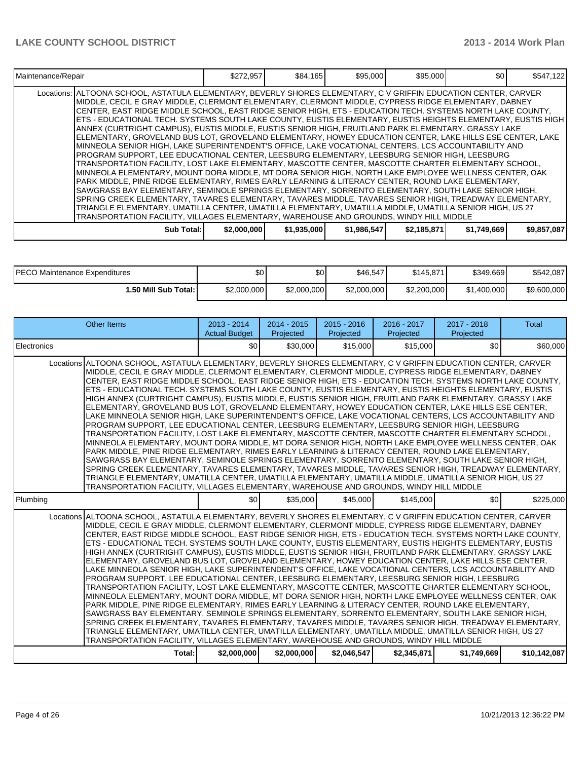| Maintenance/Repair | | $272,957 | $84,165 | $95,000 | $95,000 | $0 | $547,122 |
|---|---|---|---|---|---|---|---|
| | Locations: ALTOONA SCHOOL, ASTATULA ELEMENTARY, BEVERLY SHORES ELEMENTARY, C V GRIFFIN EDUCATION CENTER, CARVER MIDDLE, CECIL E GRAY MIDDLE, CLERMONT ELEMENTARY, CLERMONT MIDDLE, CYPRESS RIDGE ELEMENTARY, DABNEY CENTER, EAST RIDGE MIDDLE SCHOOL, EAST RIDGE SENIOR HIGH, ETS - EDUCATION TECH. SYSTEMS NORTH LAKE COUNTY, ETS - EDUCATIONAL TECH. SYSTEMS SOUTH LAKE COUNTY, EUSTIS ELEMENTARY, EUSTIS HEIGHTS ELEMENTARY, EUSTIS HIGH ANNEX (CURTRIGHT CAMPUS), EUSTIS MIDDLE, EUSTIS SENIOR HIGH, FRUITLAND PARK ELEMENTARY, GRASSY LAKE ELEMENTARY, GROVELAND BUS LOT, GROVELAND ELEMENTARY, HOWEY EDUCATION CENTER, LAKE HILLS ESE CENTER, LAKE MINNEOLA SENIOR HIGH, LAKE SUPERINTENDENT'S OFFICE, LAKE VOCATIONAL CENTERS, LCS ACCOUNTABILITY AND PROGRAM SUPPORT, LEE EDUCATIONAL CENTER, LEESBURG ELEMENTARY, LEESBURG SENIOR HIGH, LEESBURG TRANSPORTATION FACILITY, LOST LAKE ELEMENTARY, MASCOTTE CENTER, MASCOTTE CHARTER ELEMENTARY SCHOOL, MINNEOLA ELEMENTARY, MOUNT DORA MIDDLE, MT DORA SENIOR HIGH, NORTH LAKE EMPLOYEE WELLNESS CENTER, OAK PARK MIDDLE, PINE RIDGE ELEMENTARY, RIMES EARLY LEARNING & LITERACY CENTER, ROUND LAKE ELEMENTARY, SAWGRASS BAY ELEMENTARY, SEMINOLE SPRINGS ELEMENTARY, SORRENTO ELEMENTARY, SOUTH LAKE SENIOR HIGH, SPRING CREEK ELEMENTARY, TAVARES ELEMENTARY, TAVARES MIDDLE, TAVARES SENIOR HIGH, TREADWAY ELEMENTARY, TRIANGLE ELEMENTARY, UMATILLA CENTER, UMATILLA ELEMENTARY, UMATILLA MIDDLE, UMATILLA SENIOR HIGH, US 27 TRANSPORTATION FACILITY, VILLAGES ELEMENTARY, WAREHOUSE AND GROUNDS, WINDY HILL MIDDLE | | | | | | |
| | **Sub Total:** | **$2,000,000** | **$1,935,000** | **$1,986,547** | **$2,185,871** | **$1,749,669** | **$9,857,087** |

| | | | | | | |
|---|---|---|---|---|---|---|
| PECO Maintenance Expenditures | $0 | $0 | $46,547 | $145,871 | $349,669 | $542,087 |
| **1.50 Mill Sub Total:** | $2,000,000 | $2,000,000 | $2,000,000 | $2,200,000 | $1,400,000 | $9,600,000 |

| Other Items | | 2013 - 2014 Actual Budget | 2014 - 2015 Projected | 2015 - 2016 Projected | 2016 - 2017 Projected | 2017 - 2018 Projected | Total |
|---|---|---|---|---|---|---|---|
| Electronics | | $0 | $30,000 | $15,000 | $15,000 | $0 | $60,000 |
| | Locations ALTOONA SCHOOL, ASTATULA ELEMENTARY, BEVERLY SHORES ELEMENTARY, C V GRIFFIN EDUCATION CENTER, CARVER MIDDLE, CECIL E GRAY MIDDLE, CLERMONT ELEMENTARY, CLERMONT MIDDLE, CYPRESS RIDGE ELEMENTARY, DABNEY CENTER, EAST RIDGE MIDDLE SCHOOL, EAST RIDGE SENIOR HIGH, ETS - EDUCATION TECH. SYSTEMS NORTH LAKE COUNTY, ETS - EDUCATIONAL TECH. SYSTEMS SOUTH LAKE COUNTY, EUSTIS ELEMENTARY, EUSTIS HEIGHTS ELEMENTARY, EUSTIS HIGH ANNEX (CURTRIGHT CAMPUS), EUSTIS MIDDLE, EUSTIS SENIOR HIGH, FRUITLAND PARK ELEMENTARY, GRASSY LAKE ELEMENTARY, GROVELAND BUS LOT, GROVELAND ELEMENTARY, HOWEY EDUCATION CENTER, LAKE HILLS ESE CENTER, LAKE MINNEOLA SENIOR HIGH, LAKE SUPERINTENDENT'S OFFICE, LAKE VOCATIONAL CENTERS, LCS ACCOUNTABILITY AND PROGRAM SUPPORT, LEE EDUCATIONAL CENTER, LEESBURG ELEMENTARY, LEESBURG SENIOR HIGH, LEESBURG TRANSPORTATION FACILITY, LOST LAKE ELEMENTARY, MASCOTTE CENTER, MASCOTTE CHARTER ELEMENTARY SCHOOL, MINNEOLA ELEMENTARY, MOUNT DORA MIDDLE, MT DORA SENIOR HIGH, NORTH LAKE EMPLOYEE WELLNESS CENTER, OAK PARK MIDDLE, PINE RIDGE ELEMENTARY, RIMES EARLY LEARNING & LITERACY CENTER, ROUND LAKE ELEMENTARY, SAWGRASS BAY ELEMENTARY, SEMINOLE SPRINGS ELEMENTARY, SORRENTO ELEMENTARY, SOUTH LAKE SENIOR HIGH, SPRING CREEK ELEMENTARY, TAVARES ELEMENTARY, TAVARES MIDDLE, TAVARES SENIOR HIGH, TREADWAY ELEMENTARY, TRIANGLE ELEMENTARY, UMATILLA CENTER, UMATILLA ELEMENTARY, UMATILLA MIDDLE, UMATILLA SENIOR HIGH, US 27 TRANSPORTATION FACILITY, VILLAGES ELEMENTARY, WAREHOUSE AND GROUNDS, WINDY HILL MIDDLE | | | | | | |
| Plumbing | | $0 | $35,000 | $45,000 | $145,000 | $0 | $225,000 |
| | Locations ALTOONA SCHOOL, ASTATULA ELEMENTARY, BEVERLY SHORES ELEMENTARY, C V GRIFFIN EDUCATION CENTER, CARVER MIDDLE, CECIL E GRAY MIDDLE, CLERMONT ELEMENTARY, CLERMONT MIDDLE, CYPRESS RIDGE ELEMENTARY, DABNEY CENTER, EAST RIDGE MIDDLE SCHOOL, EAST RIDGE SENIOR HIGH, ETS - EDUCATION TECH. SYSTEMS NORTH LAKE COUNTY, ETS - EDUCATIONAL TECH. SYSTEMS SOUTH LAKE COUNTY, EUSTIS ELEMENTARY, EUSTIS HEIGHTS ELEMENTARY, EUSTIS HIGH ANNEX (CURTRIGHT CAMPUS), EUSTIS MIDDLE, EUSTIS SENIOR HIGH, FRUITLAND PARK ELEMENTARY, GRASSY LAKE ELEMENTARY, GROVELAND BUS LOT, GROVELAND ELEMENTARY, HOWEY EDUCATION CENTER, LAKE HILLS ESE CENTER, LAKE MINNEOLA SENIOR HIGH, LAKE SUPERINTENDENT'S OFFICE, LAKE VOCATIONAL CENTERS, LCS ACCOUNTABILITY AND PROGRAM SUPPORT, LEE EDUCATIONAL CENTER, LEESBURG ELEMENTARY, LEESBURG SENIOR HIGH, LEESBURG TRANSPORTATION FACILITY, LOST LAKE ELEMENTARY, MASCOTTE CENTER, MASCOTTE CHARTER ELEMENTARY SCHOOL, MINNEOLA ELEMENTARY, MOUNT DORA MIDDLE, MT DORA SENIOR HIGH, NORTH LAKE EMPLOYEE WELLNESS CENTER, OAK PARK MIDDLE, PINE RIDGE ELEMENTARY, RIMES EARLY LEARNING & LITERACY CENTER, ROUND LAKE ELEMENTARY, SAWGRASS BAY ELEMENTARY, SEMINOLE SPRINGS ELEMENTARY, SORRENTO ELEMENTARY, SOUTH LAKE SENIOR HIGH, SPRING CREEK ELEMENTARY, TAVARES ELEMENTARY, TAVARES MIDDLE, TAVARES SENIOR HIGH, TREADWAY ELEMENTARY, TRIANGLE ELEMENTARY, UMATILLA CENTER, UMATILLA ELEMENTARY, UMATILLA MIDDLE, UMATILLA SENIOR HIGH, US 27 TRANSPORTATION FACILITY, VILLAGES ELEMENTARY, WAREHOUSE AND GROUNDS, WINDY HILL MIDDLE | | | | | | |
| | **Total:** | **$2,000,000** | **$2,000,000** | **$2,046,547** | **$2,345,871** | **$1,749,669** | **$10,142,087** |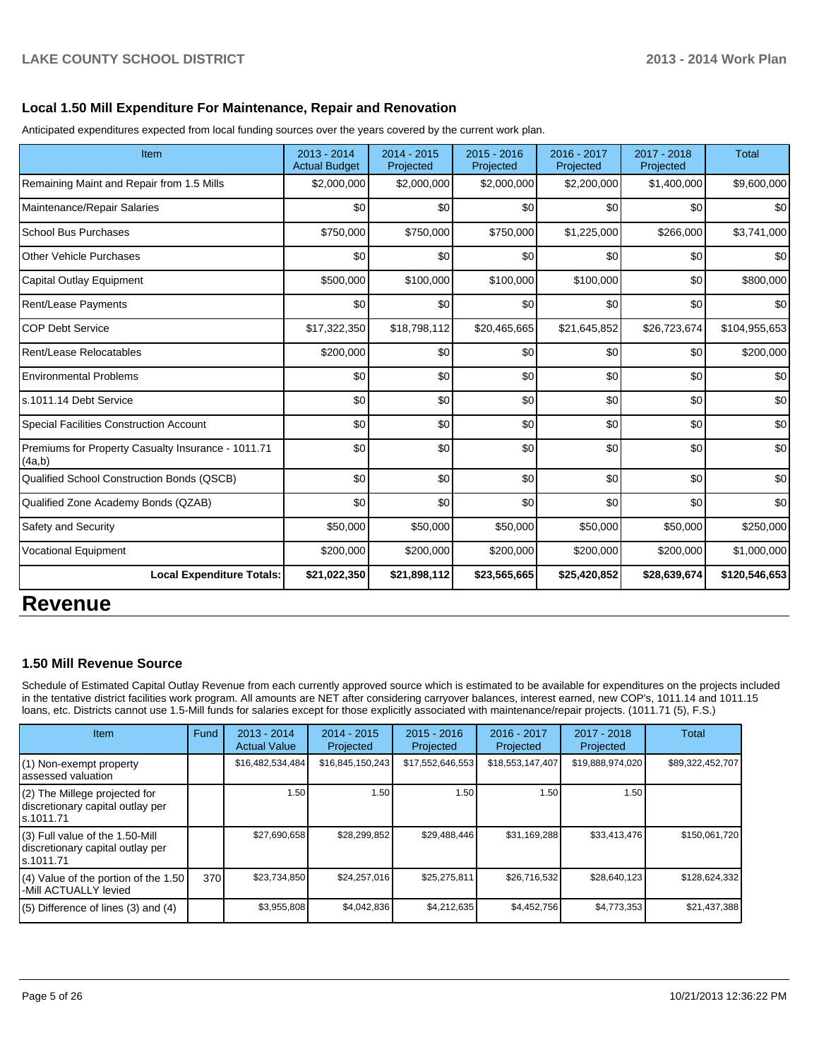### Local 1.50 Mill Expenditure For Maintenance, Repair and Renovation

Anticipated expenditures expected from local funding sources over the years covered by the current work plan.

| Item | 2013 - 2014 Actual Budget | 2014 - 2015 Projected | 2015 - 2016 Projected | 2016 - 2017 Projected | 2017 - 2018 Projected | Total |
|---|---|---|---|---|---|---|
| Remaining Maint and Repair from 1.5 Mills | $2,000,000 | $2,000,000 | $2,000,000 | $2,200,000 | $1,400,000 | $9,600,000 |
| Maintenance/Repair Salaries | $0 | $0 | $0 | $0 | $0 | $0 |
| School Bus Purchases | $750,000 | $750,000 | $750,000 | $1,225,000 | $266,000 | $3,741,000 |
| Other Vehicle Purchases | $0 | $0 | $0 | $0 | $0 | $0 |
| Capital Outlay Equipment | $500,000 | $100,000 | $100,000 | $100,000 | $0 | $800,000 |
| Rent/Lease Payments | $0 | $0 | $0 | $0 | $0 | $0 |
| COP Debt Service | $17,322,350 | $18,798,112 | $20,465,665 | $21,645,852 | $26,723,674 | $104,955,653 |
| Rent/Lease Relocatables | $200,000 | $0 | $0 | $0 | $0 | $200,000 |
| Environmental Problems | $0 | $0 | $0 | $0 | $0 | $0 |
| s.1011.14 Debt Service | $0 | $0 | $0 | $0 | $0 | $0 |
| Special Facilities Construction Account | $0 | $0 | $0 | $0 | $0 | $0 |
| Premiums for Property Casualty Insurance - 1011.71 (4a,b) | $0 | $0 | $0 | $0 | $0 | $0 |
| Qualified School Construction Bonds (QSCB) | $0 | $0 | $0 | $0 | $0 | $0 |
| Qualified Zone Academy Bonds (QZAB) | $0 | $0 | $0 | $0 | $0 | $0 |
| Safety and Security | $50,000 | $50,000 | $50,000 | $50,000 | $50,000 | $250,000 |
| Vocational Equipment | $200,000 | $200,000 | $200,000 | $200,000 | $200,000 | $1,000,000 |
| **Local Expenditure Totals:** | **$21,022,350** | **$21,898,112** | **$23,565,665** | **$25,420,852** | **$28,639,674** | **$120,546,653** |

# Revenue

### 1.50 Mill Revenue Source

Schedule of Estimated Capital Outlay Revenue from each currently approved source which is estimated to be available for expenditures on the projects included in the tentative district facilities work program. All amounts are NET after considering carryover balances, interest earned, new COP's, 1011.14 and 1011.15 loans, etc. Districts cannot use 1.5-Mill funds for salaries except for those explicitly associated with maintenance/repair projects. (1011.71 (5), F.S.)

| Item | Fund | 2013 - 2014 Actual Value | 2014 - 2015 Projected | 2015 - 2016 Projected | 2016 - 2017 Projected | 2017 - 2018 Projected | Total |
|---|---|---|---|---|---|---|---|
| (1) Non-exempt property assessed valuation | | $16,482,534,484 | $16,845,150,243 | $17,552,646,553 | $18,553,147,407 | $19,888,974,020 | $89,322,452,707 |
| (2) The Millege projected for discretionary capital outlay per s.1011.71 | | 1.50 | 1.50 | 1.50 | 1.50 | 1.50 | |
| (3) Full value of the 1.50-Mill discretionary capital outlay per s.1011.71 | | $27,690,658 | $28,299,852 | $29,488,446 | $31,169,288 | $33,413,476 | $150,061,720 |
| (4) Value of the portion of the 1.50 -Mill ACTUALLY levied | 370 | $23,734,850 | $24,257,016 | $25,275,811 | $26,716,532 | $28,640,123 | $128,624,332 |
| (5) Difference of lines (3) and (4) | | $3,955,808 | $4,042,836 | $4,212,635 | $4,452,756 | $4,773,353 | $21,437,388 |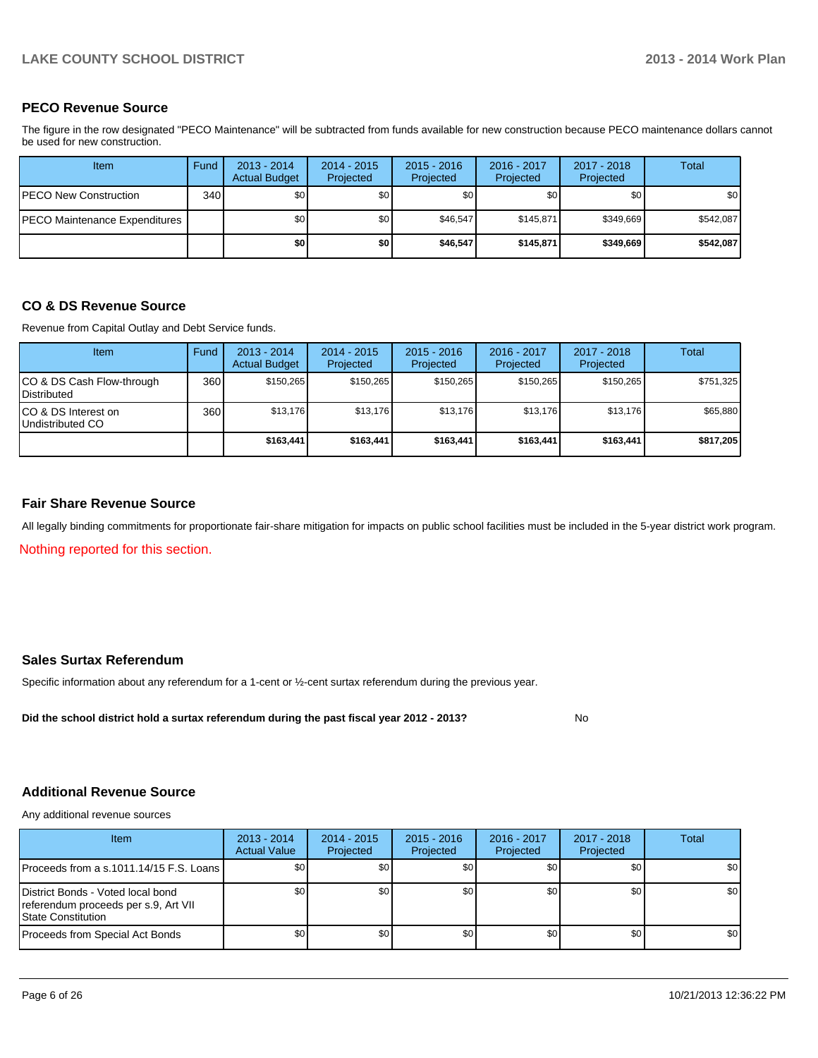## PECO Revenue Source

The figure in the row designated "PECO Maintenance" will be subtracted from funds available for new construction because PECO maintenance dollars cannot be used for new construction.

| Item | Fund | 2013 - 2014 Actual Budget | 2014 - 2015 Projected | 2015 - 2016 Projected | 2016 - 2017 Projected | 2017 - 2018 Projected | Total |
|---|---|---|---|---|---|---|---|
| PECO New Construction | 340 | $0 | $0 | $0 | $0 | $0 | $0 |
| PECO Maintenance Expenditures | | $0 | $0 | $46,547 | $145,871 | $349,669 | $542,087 |
| | | **$0** | **$0** | **$46,547** | **$145,871** | **$349,669** | **$542,087** |

## CO & DS Revenue Source

Revenue from Capital Outlay and Debt Service funds.

| Item | Fund | 2013 - 2014 Actual Budget | 2014 - 2015 Projected | 2015 - 2016 Projected | 2016 - 2017 Projected | 2017 - 2018 Projected | Total |
|---|---|---|---|---|---|---|---|
| CO & DS Cash Flow-through Distributed | 360 | $150,265 | $150,265 | $150,265 | $150,265 | $150,265 | $751,325 |
| CO & DS Interest on Undistributed CO | 360 | $13,176 | $13,176 | $13,176 | $13,176 | $13,176 | $65,880 |
| | | **$163,441** | **$163,441** | **$163,441** | **$163,441** | **$163,441** | **$817,205** |

## Fair Share Revenue Source

All legally binding commitments for proportionate fair-share mitigation for impacts on public school facilities must be included in the 5-year district work program.

Nothing reported for this section.

## Sales Surtax Referendum

Specific information about any referendum for a 1-cent or ½-cent surtax referendum during the previous year.

**Did the school district hold a surtax referendum during the past fiscal year 2012 - 2013?** No

## Additional Revenue Source

Any additional revenue sources

| Item | 2013 - 2014 Actual Value | 2014 - 2015 Projected | 2015 - 2016 Projected | 2016 - 2017 Projected | 2017 - 2018 Projected | Total |
|---|---|---|---|---|---|---|
| Proceeds from a s.1011.14/15 F.S. Loans | $0 | $0 | $0 | $0 | $0 | $0 |
| District Bonds - Voted local bond referendum proceeds per s.9, Art VII State Constitution | $0 | $0 | $0 | $0 | $0 | $0 |
| Proceeds from Special Act Bonds | $0 | $0 | $0 | $0 | $0 | $0 |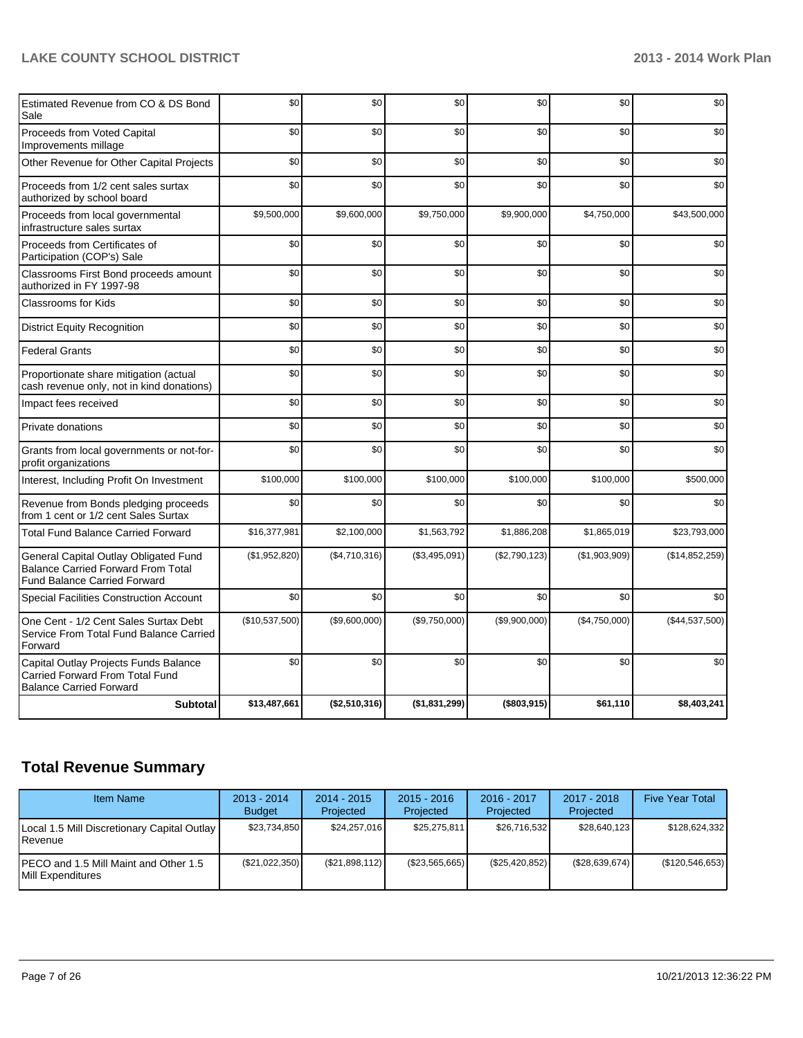| | | | | | | |
|---|---|---|---|---|---|---|
| Estimated Revenue from CO & DS Bond Sale | $0 | $0 | $0 | $0 | $0 | $0 |
| Proceeds from Voted Capital Improvements millage | $0 | $0 | $0 | $0 | $0 | $0 |
| Other Revenue for Other Capital Projects | $0 | $0 | $0 | $0 | $0 | $0 |
| Proceeds from 1/2 cent sales surtax authorized by school board | $0 | $0 | $0 | $0 | $0 | $0 |
| Proceeds from local governmental infrastructure sales surtax | $9,500,000 | $9,600,000 | $9,750,000 | $9,900,000 | $4,750,000 | $43,500,000 |
| Proceeds from Certificates of Participation (COP's) Sale | $0 | $0 | $0 | $0 | $0 | $0 |
| Classrooms First Bond proceeds amount authorized in FY 1997-98 | $0 | $0 | $0 | $0 | $0 | $0 |
| Classrooms for Kids | $0 | $0 | $0 | $0 | $0 | $0 |
| District Equity Recognition | $0 | $0 | $0 | $0 | $0 | $0 |
| Federal Grants | $0 | $0 | $0 | $0 | $0 | $0 |
| Proportionate share mitigation (actual cash revenue only, not in kind donations) | $0 | $0 | $0 | $0 | $0 | $0 |
| Impact fees received | $0 | $0 | $0 | $0 | $0 | $0 |
| Private donations | $0 | $0 | $0 | $0 | $0 | $0 |
| Grants from local governments or not-for-profit organizations | $0 | $0 | $0 | $0 | $0 | $0 |
| Interest, Including Profit On Investment | $100,000 | $100,000 | $100,000 | $100,000 | $100,000 | $500,000 |
| Revenue from Bonds pledging proceeds from 1 cent or 1/2 cent Sales Surtax | $0 | $0 | $0 | $0 | $0 | $0 |
| Total Fund Balance Carried Forward | $16,377,981 | $2,100,000 | $1,563,792 | $1,886,208 | $1,865,019 | $23,793,000 |
| General Capital Outlay Obligated Fund Balance Carried Forward From Total Fund Balance Carried Forward | ($1,952,820) | ($4,710,316) | ($3,495,091) | ($2,790,123) | ($1,903,909) | ($14,852,259) |
| Special Facilities Construction Account | $0 | $0 | $0 | $0 | $0 | $0 |
| One Cent - 1/2 Cent Sales Surtax Debt Service From Total Fund Balance Carried Forward | ($10,537,500) | ($9,600,000) | ($9,750,000) | ($9,900,000) | ($4,750,000) | ($44,537,500) |
| Capital Outlay Projects Funds Balance Carried Forward From Total Fund Balance Carried Forward | $0 | $0 | $0 | $0 | $0 | $0 |
| **Subtotal** | **$13,487,661** | **($2,510,316)** | **($1,831,299)** | **($803,915)** | **$61,110** | **$8,403,241** |

## Total Revenue Summary

| Item Name | 2013 - 2014 Budget | 2014 - 2015 Projected | 2015 - 2016 Projected | 2016 - 2017 Projected | 2017 - 2018 Projected | Five Year Total |
|---|---|---|---|---|---|---|
| Local 1.5 Mill Discretionary Capital Outlay Revenue | $23,734,850 | $24,257,016 | $25,275,811 | $26,716,532 | $28,640,123 | $128,624,332 |
| PECO and 1.5 Mill Maint and Other 1.5 Mill Expenditures | ($21,022,350) | ($21,898,112) | ($23,565,665) | ($25,420,852) | ($28,639,674) | ($120,546,653) |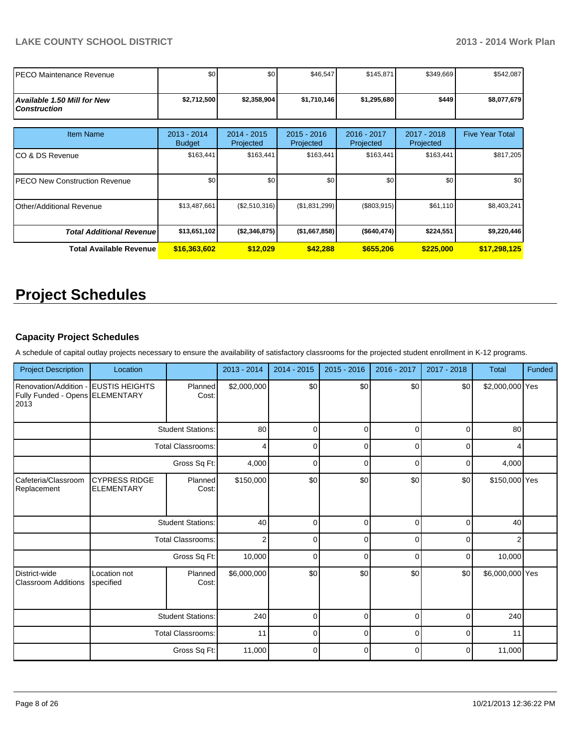| | | | | | | |
|---|---|---|---|---|---|---|
| PECO Maintenance Revenue | $0 | $0 | $46,547 | $145,871 | $349,669 | $542,087 |
| ***Available 1.50 Mill for New Construction*** | **$2,712,500** | **$2,358,904** | **$1,710,146** | **$1,295,680** | **$449** | **$8,077,679** |

| Item Name | 2013 - 2014 Budget | 2014 - 2015 Projected | 2015 - 2016 Projected | 2016 - 2017 Projected | 2017 - 2018 Projected | Five Year Total |
|---|---|---|---|---|---|---|
| CO & DS Revenue | $163,441 | $163,441 | $163,441 | $163,441 | $163,441 | $817,205 |
| PECO New Construction Revenue | $0 | $0 | $0 | $0 | $0 | $0 |
| Other/Additional Revenue | $13,487,661 | ($2,510,316) | ($1,831,299) | ($803,915) | $61,110 | $8,403,241 |
| ***Total Additional Revenue*** | **$13,651,102** | **($2,346,875)** | **($1,667,858)** | **($640,474)** | **$224,551** | **$9,220,446** |
| **Total Available Revenue** | **$16,363,602** | **$12,029** | **$42,288** | **$655,206** | **$225,000** | **$17,298,125** |

# Project Schedules

### Capacity Project Schedules

A schedule of capital outlay projects necessary to ensure the availability of satisfactory classrooms for the projected student enrollment in K-12 programs.

| Project Description | Location | | 2013 - 2014 | 2014 - 2015 | 2015 - 2016 | 2016 - 2017 | 2017 - 2018 | Total | Funded |
|---|---|---|---|---|---|---|---|---|---|
| Renovation/Addition - Fully Funded - Opens 2013 | EUSTIS HEIGHTS ELEMENTARY | Planned Cost: | $2,000,000 | $0 | $0 | $0 | $0 | $2,000,000 | Yes |
| | | Student Stations: | 80 | 0 | 0 | 0 | 0 | 80 | |
| | | Total Classrooms: | 4 | 0 | 0 | 0 | 0 | 4 | |
| | | Gross Sq Ft: | 4,000 | 0 | 0 | 0 | 0 | 4,000 | |
| Cafeteria/Classroom Replacement | CYPRESS RIDGE ELEMENTARY | Planned Cost: | $150,000 | $0 | $0 | $0 | $0 | $150,000 | Yes |
| | | Student Stations: | 40 | 0 | 0 | 0 | 0 | 40 | |
| | | Total Classrooms: | 2 | 0 | 0 | 0 | 0 | 2 | |
| | | Gross Sq Ft: | 10,000 | 0 | 0 | 0 | 0 | 10,000 | |
| District-wide Classroom Additions | Location not specified | Planned Cost: | $6,000,000 | $0 | $0 | $0 | $0 | $6,000,000 | Yes |
| | | Student Stations: | 240 | 0 | 0 | 0 | 0 | 240 | |
| | | Total Classrooms: | 11 | 0 | 0 | 0 | 0 | 11 | |
| | | Gross Sq Ft: | 11,000 | 0 | 0 | 0 | 0 | 11,000 | |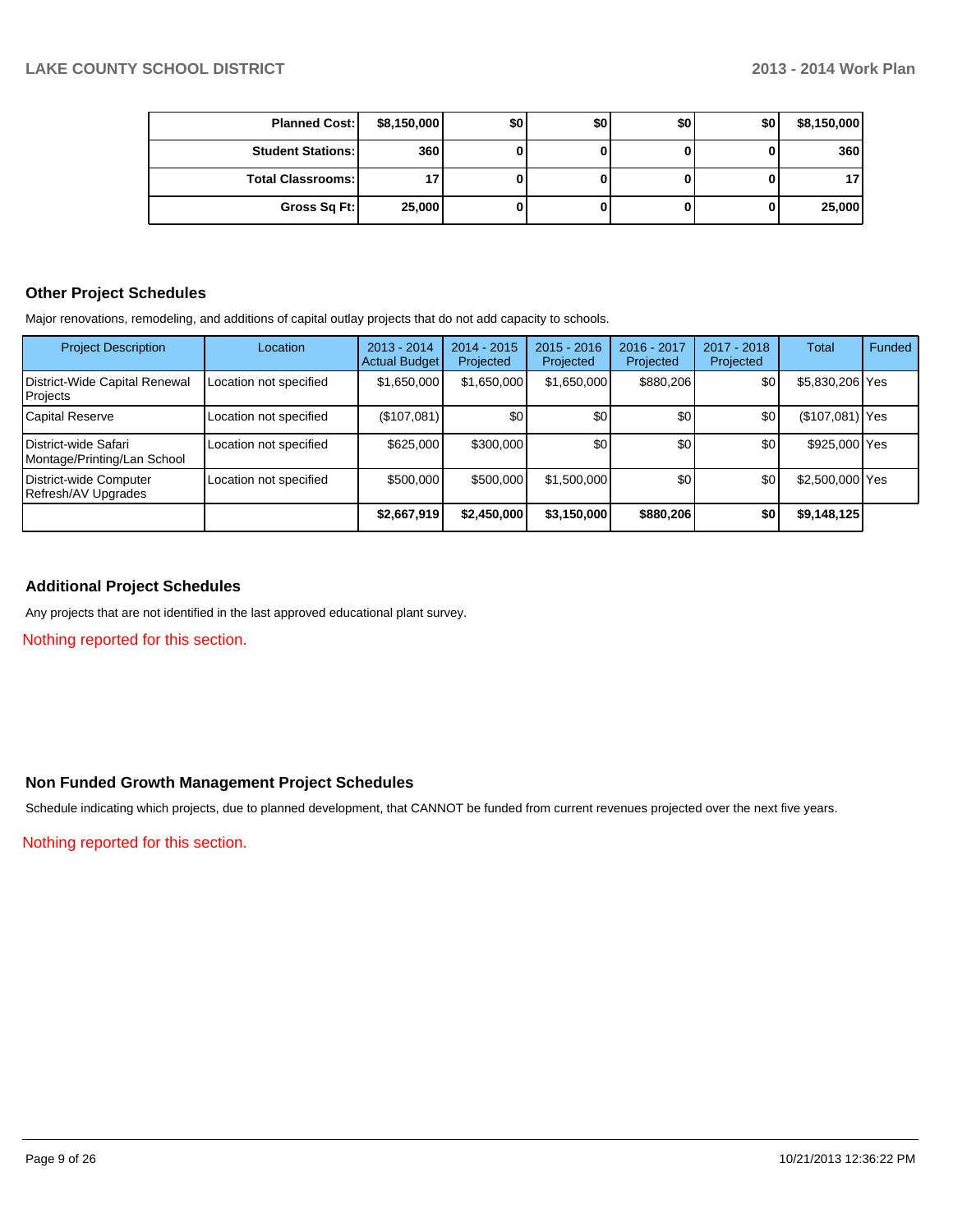| | | | | | | |
|---:|---:|---:|---:|---:|---:|---:|
| **Planned Cost:** | **$8,150,000** | **$0** | **$0** | **$0** | **$0** | **$8,150,000** |
| **Student Stations:** | **360** | **0** | **0** | **0** | **0** | **360** |
| **Total Classrooms:** | **17** | **0** | **0** | **0** | **0** | **17** |
| **Gross Sq Ft:** | **25,000** | **0** | **0** | **0** | **0** | **25,000** |

## Other Project Schedules

Major renovations, remodeling, and additions of capital outlay projects that do not add capacity to schools.

| Project Description | Location | 2013 - 2014 Actual Budget | 2014 - 2015 Projected | 2015 - 2016 Projected | 2016 - 2017 Projected | 2017 - 2018 Projected | Total | Funded |
|---|---|---:|---:|---:|---:|---:|---:|---|
| District-Wide Capital Renewal Projects | Location not specified | $1,650,000 | $1,650,000 | $1,650,000 | $880,206 | $0 | $5,830,206 | Yes |
| Capital Reserve | Location not specified | ($107,081) | $0 | $0 | $0 | $0 | ($107,081) | Yes |
| District-wide Safari Montage/Printing/Lan School | Location not specified | $625,000 | $300,000 | $0 | $0 | $0 | $925,000 | Yes |
| District-wide Computer Refresh/AV Upgrades | Location not specified | $500,000 | $500,000 | $1,500,000 | $0 | $0 | $2,500,000 | Yes |
| | | **$2,667,919** | **$2,450,000** | **$3,150,000** | **$880,206** | **$0** | **$9,148,125** | |

## Additional Project Schedules

Any projects that are not identified in the last approved educational plant survey.

Nothing reported for this section.

## Non Funded Growth Management Project Schedules

Schedule indicating which projects, due to planned development, that CANNOT be funded from current revenues projected over the next five years.

Nothing reported for this section.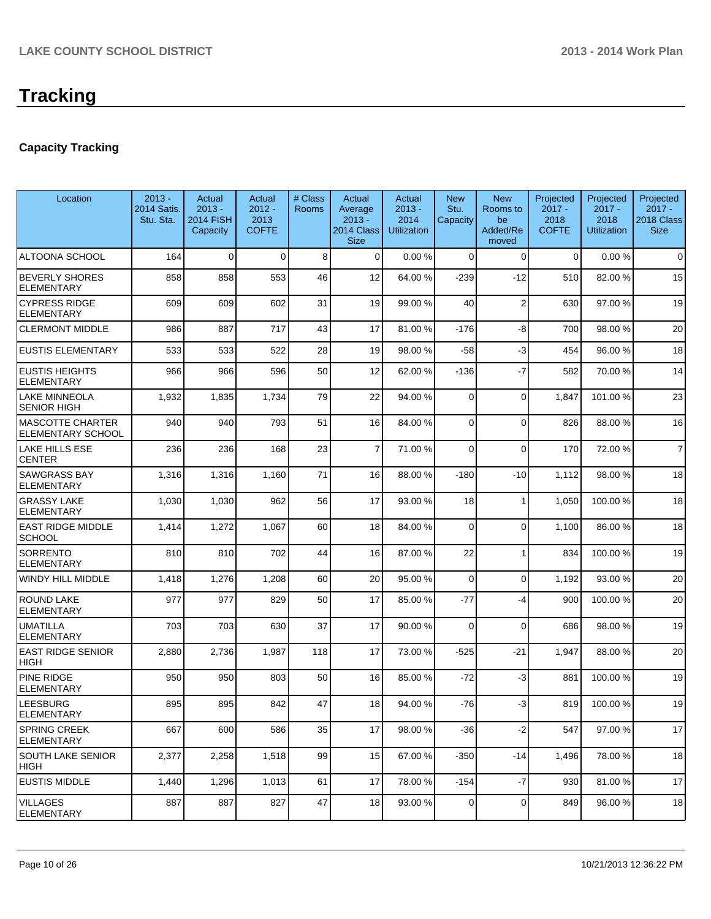# Tracking

### Capacity Tracking

| Location | 2013 - 2014 Satis. Stu. Sta. | Actual 2013 - 2014 FISH Capacity | Actual 2012 - 2013 COFTE | # Class Rooms | Actual Average 2013 - 2014 Class Size | Actual 2013 - 2014 Utilization | New Stu. Capacity | New Rooms to be Added/Removed | Projected 2017 - 2018 COFTE | Projected 2017 - 2018 Utilization | Projected 2017 - 2018 Class Size |
|---|---|---|---|---|---|---|---|---|---|---|---|
| ALTOONA SCHOOL | 164 | 0 | 0 | 8 | 0 | 0.00 % | 0 | 0 | 0 | 0.00 % | 0 |
| BEVERLY SHORES ELEMENTARY | 858 | 858 | 553 | 46 | 12 | 64.00 % | -239 | -12 | 510 | 82.00 % | 15 |
| CYPRESS RIDGE ELEMENTARY | 609 | 609 | 602 | 31 | 19 | 99.00 % | 40 | 2 | 630 | 97.00 % | 19 |
| CLERMONT MIDDLE | 986 | 887 | 717 | 43 | 17 | 81.00 % | -176 | -8 | 700 | 98.00 % | 20 |
| EUSTIS ELEMENTARY | 533 | 533 | 522 | 28 | 19 | 98.00 % | -58 | -3 | 454 | 96.00 % | 18 |
| EUSTIS HEIGHTS ELEMENTARY | 966 | 966 | 596 | 50 | 12 | 62.00 % | -136 | -7 | 582 | 70.00 % | 14 |
| LAKE MINNEOLA SENIOR HIGH | 1,932 | 1,835 | 1,734 | 79 | 22 | 94.00 % | 0 | 0 | 1,847 | 101.00 % | 23 |
| MASCOTTE CHARTER ELEMENTARY SCHOOL | 940 | 940 | 793 | 51 | 16 | 84.00 % | 0 | 0 | 826 | 88.00 % | 16 |
| LAKE HILLS ESE CENTER | 236 | 236 | 168 | 23 | 7 | 71.00 % | 0 | 0 | 170 | 72.00 % | 7 |
| SAWGRASS BAY ELEMENTARY | 1,316 | 1,316 | 1,160 | 71 | 16 | 88.00 % | -180 | -10 | 1,112 | 98.00 % | 18 |
| GRASSY LAKE ELEMENTARY | 1,030 | 1,030 | 962 | 56 | 17 | 93.00 % | 18 | 1 | 1,050 | 100.00 % | 18 |
| EAST RIDGE MIDDLE SCHOOL | 1,414 | 1,272 | 1,067 | 60 | 18 | 84.00 % | 0 | 0 | 1,100 | 86.00 % | 18 |
| SORRENTO ELEMENTARY | 810 | 810 | 702 | 44 | 16 | 87.00 % | 22 | 1 | 834 | 100.00 % | 19 |
| WINDY HILL MIDDLE | 1,418 | 1,276 | 1,208 | 60 | 20 | 95.00 % | 0 | 0 | 1,192 | 93.00 % | 20 |
| ROUND LAKE ELEMENTARY | 977 | 977 | 829 | 50 | 17 | 85.00 % | -77 | -4 | 900 | 100.00 % | 20 |
| UMATILLA ELEMENTARY | 703 | 703 | 630 | 37 | 17 | 90.00 % | 0 | 0 | 686 | 98.00 % | 19 |
| EAST RIDGE SENIOR HIGH | 2,880 | 2,736 | 1,987 | 118 | 17 | 73.00 % | -525 | -21 | 1,947 | 88.00 % | 20 |
| PINE RIDGE ELEMENTARY | 950 | 950 | 803 | 50 | 16 | 85.00 % | -72 | -3 | 881 | 100.00 % | 19 |
| LEESBURG ELEMENTARY | 895 | 895 | 842 | 47 | 18 | 94.00 % | -76 | -3 | 819 | 100.00 % | 19 |
| SPRING CREEK ELEMENTARY | 667 | 600 | 586 | 35 | 17 | 98.00 % | -36 | -2 | 547 | 97.00 % | 17 |
| SOUTH LAKE SENIOR HIGH | 2,377 | 2,258 | 1,518 | 99 | 15 | 67.00 % | -350 | -14 | 1,496 | 78.00 % | 18 |
| EUSTIS MIDDLE | 1,440 | 1,296 | 1,013 | 61 | 17 | 78.00 % | -154 | -7 | 930 | 81.00 % | 17 |
| VILLAGES ELEMENTARY | 887 | 887 | 827 | 47 | 18 | 93.00 % | 0 | 0 | 849 | 96.00 % | 18 |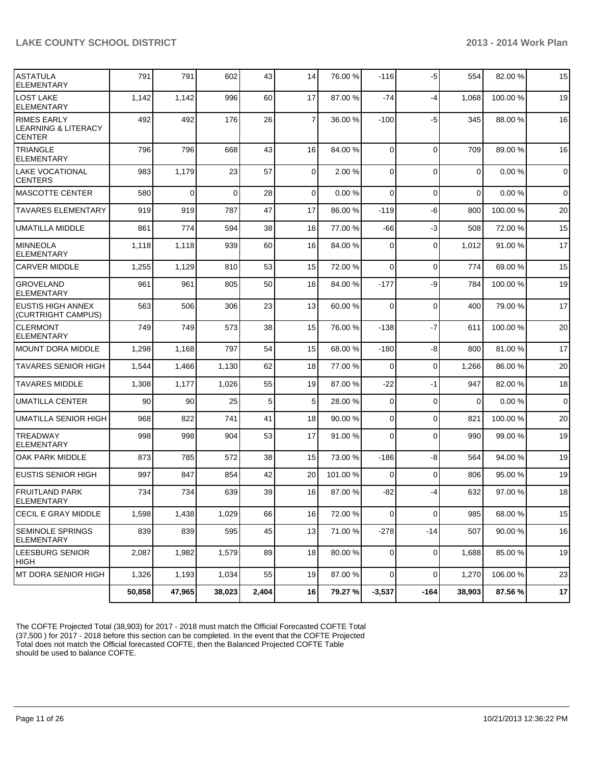| ASTATULA ELEMENTARY | 791 | 791 | 602 | 43 | 14 | 76.00 % | -116 | -5 | 554 | 82.00 % | 15 |
|---|---|---|---|---|---|---|---|---|---|---|---|
| LOST LAKE ELEMENTARY | 1,142 | 1,142 | 996 | 60 | 17 | 87.00 % | -74 | -4 | 1,068 | 100.00 % | 19 |
| RIMES EARLY LEARNING & LITERACY CENTER | 492 | 492 | 176 | 26 | 7 | 36.00 % | -100 | -5 | 345 | 88.00 % | 16 |
| TRIANGLE ELEMENTARY | 796 | 796 | 668 | 43 | 16 | 84.00 % | 0 | 0 | 709 | 89.00 % | 16 |
| LAKE VOCATIONAL CENTERS | 983 | 1,179 | 23 | 57 | 0 | 2.00 % | 0 | 0 | 0 | 0.00 % | 0 |
| MASCOTTE CENTER | 580 | 0 | 0 | 28 | 0 | 0.00 % | 0 | 0 | 0 | 0.00 % | 0 |
| TAVARES ELEMENTARY | 919 | 919 | 787 | 47 | 17 | 86.00 % | -119 | -6 | 800 | 100.00 % | 20 |
| UMATILLA MIDDLE | 861 | 774 | 594 | 38 | 16 | 77.00 % | -66 | -3 | 508 | 72.00 % | 15 |
| MINNEOLA ELEMENTARY | 1,118 | 1,118 | 939 | 60 | 16 | 84.00 % | 0 | 0 | 1,012 | 91.00 % | 17 |
| CARVER MIDDLE | 1,255 | 1,129 | 810 | 53 | 15 | 72.00 % | 0 | 0 | 774 | 69.00 % | 15 |
| GROVELAND ELEMENTARY | 961 | 961 | 805 | 50 | 16 | 84.00 % | -177 | -9 | 784 | 100.00 % | 19 |
| EUSTIS HIGH ANNEX (CURTRIGHT CAMPUS) | 563 | 506 | 306 | 23 | 13 | 60.00 % | 0 | 0 | 400 | 79.00 % | 17 |
| CLERMONT ELEMENTARY | 749 | 749 | 573 | 38 | 15 | 76.00 % | -138 | -7 | 611 | 100.00 % | 20 |
| MOUNT DORA MIDDLE | 1,298 | 1,168 | 797 | 54 | 15 | 68.00 % | -180 | -8 | 800 | 81.00 % | 17 |
| TAVARES SENIOR HIGH | 1,544 | 1,466 | 1,130 | 62 | 18 | 77.00 % | 0 | 0 | 1,266 | 86.00 % | 20 |
| TAVARES MIDDLE | 1,308 | 1,177 | 1,026 | 55 | 19 | 87.00 % | -22 | -1 | 947 | 82.00 % | 18 |
| UMATILLA CENTER | 90 | 90 | 25 | 5 | 5 | 28.00 % | 0 | 0 | 0 | 0.00 % | 0 |
| UMATILLA SENIOR HIGH | 968 | 822 | 741 | 41 | 18 | 90.00 % | 0 | 0 | 821 | 100.00 % | 20 |
| TREADWAY ELEMENTARY | 998 | 998 | 904 | 53 | 17 | 91.00 % | 0 | 0 | 990 | 99.00 % | 19 |
| OAK PARK MIDDLE | 873 | 785 | 572 | 38 | 15 | 73.00 % | -186 | -8 | 564 | 94.00 % | 19 |
| EUSTIS SENIOR HIGH | 997 | 847 | 854 | 42 | 20 | 101.00 % | 0 | 0 | 806 | 95.00 % | 19 |
| FRUITLAND PARK ELEMENTARY | 734 | 734 | 639 | 39 | 16 | 87.00 % | -82 | -4 | 632 | 97.00 % | 18 |
| CECIL E GRAY MIDDLE | 1,598 | 1,438 | 1,029 | 66 | 16 | 72.00 % | 0 | 0 | 985 | 68.00 % | 15 |
| SEMINOLE SPRINGS ELEMENTARY | 839 | 839 | 595 | 45 | 13 | 71.00 % | -278 | -14 | 507 | 90.00 % | 16 |
| LEESBURG SENIOR HIGH | 2,087 | 1,982 | 1,579 | 89 | 18 | 80.00 % | 0 | 0 | 1,688 | 85.00 % | 19 |
| MT DORA SENIOR HIGH | 1,326 | 1,193 | 1,034 | 55 | 19 | 87.00 % | 0 | 0 | 1,270 | 106.00 % | 23 |
| | **50,858** | **47,965** | **38,023** | **2,404** | **16** | **79.27 %** | **-3,537** | **-164** | **38,903** | **87.56 %** | **17** |

The COFTE Projected Total (38,903) for 2017 - 2018 must match the Official Forecasted COFTE Total (37,500 ) for 2017 - 2018 before this section can be completed. In the event that the COFTE Projected Total does not match the Official forecasted COFTE, then the Balanced Projected COFTE Table should be used to balance COFTE.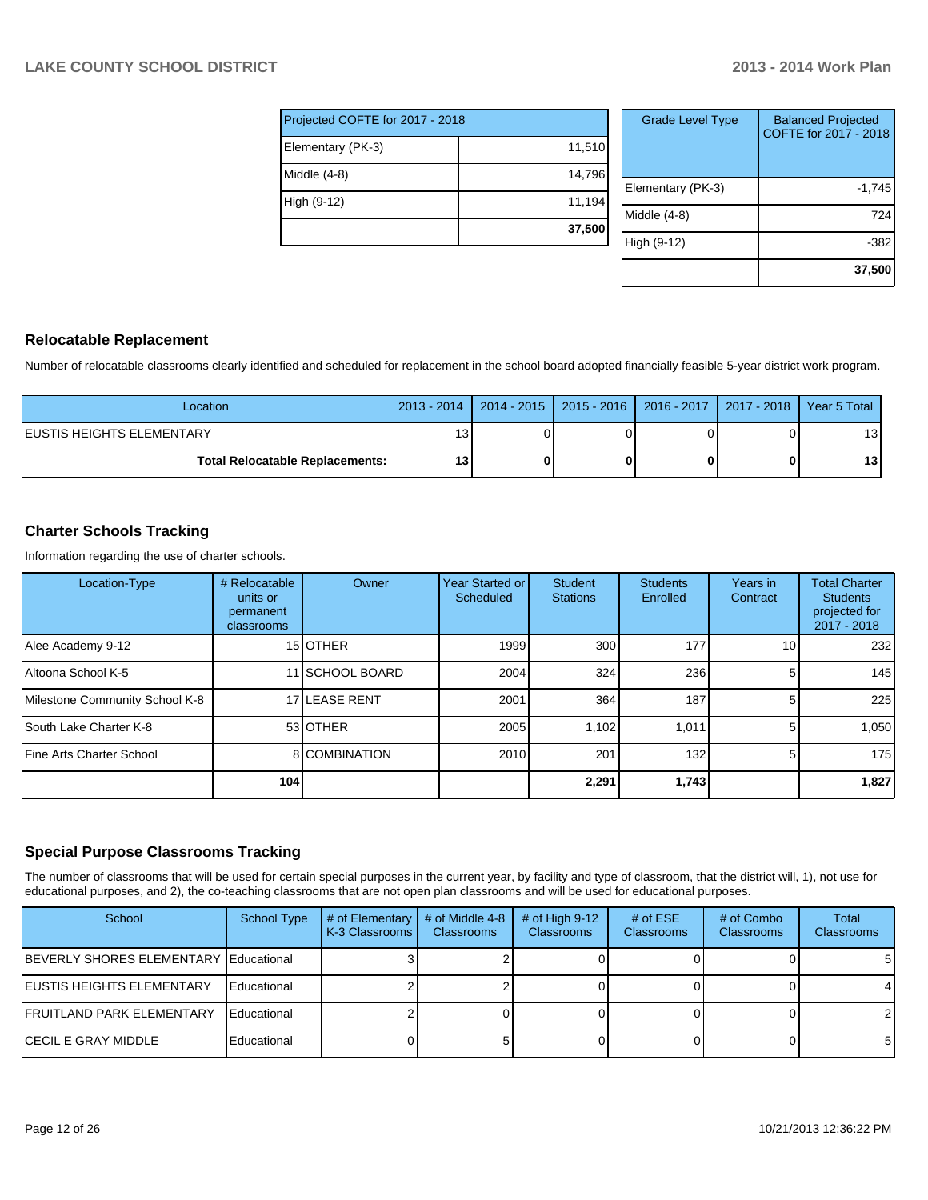| Projected COFTE for 2017 - 2018 | |
|---|---|
| Elementary (PK-3) | 11,510 |
| Middle (4-8) | 14,796 |
| High (9-12) | 11,194 |
| | **37,500** |

| Grade Level Type | Balanced Projected COFTE for 2017 - 2018 |
|---|---|
| Elementary (PK-3) | -1,745 |
| Middle (4-8) | 724 |
| High (9-12) | -382 |
| | **37,500** |

## Relocatable Replacement

Number of relocatable classrooms clearly identified and scheduled for replacement in the school board adopted financially feasible 5-year district work program.

| Location | 2013 - 2014 | 2014 - 2015 | 2015 - 2016 | 2016 - 2017 | 2017 - 2018 | Year 5 Total |
|---|---|---|---|---|---|---|
| EUSTIS HEIGHTS ELEMENTARY | 13 | 0 | 0 | 0 | 0 | 13 |
| **Total Relocatable Replacements:** | **13** | **0** | **0** | **0** | **0** | **13** |

## Charter Schools Tracking

Information regarding the use of charter schools.

| Location-Type | # Relocatable units or permanent classrooms | Owner | Year Started or Scheduled | Student Stations | Students Enrolled | Years in Contract | Total Charter Students projected for 2017 - 2018 |
|---|---|---|---|---|---|---|---|
| Alee Academy 9-12 | 15 | OTHER | 1999 | 300 | 177 | 10 | 232 |
| Altoona School K-5 | 11 | SCHOOL BOARD | 2004 | 324 | 236 | 5 | 145 |
| Milestone Community School K-8 | 17 | LEASE RENT | 2001 | 364 | 187 | 5 | 225 |
| South Lake Charter K-8 | 53 | OTHER | 2005 | 1,102 | 1,011 | 5 | 1,050 |
| Fine Arts Charter School | 8 | COMBINATION | 2010 | 201 | 132 | 5 | 175 |
| | **104** | | | **2,291** | **1,743** | | **1,827** |

## Special Purpose Classrooms Tracking

The number of classrooms that will be used for certain special purposes in the current year, by facility and type of classroom, that the district will, 1), not use for educational purposes, and 2), the co-teaching classrooms that are not open plan classrooms and will be used for educational purposes.

| School | School Type | # of Elementary K-3 Classrooms | # of Middle 4-8 Classrooms | # of High 9-12 Classrooms | # of ESE Classrooms | # of Combo Classrooms | Total Classrooms |
|---|---|---|---|---|---|---|---|
| BEVERLY SHORES ELEMENTARY | Educational | 3 | 2 | 0 | 0 | 0 | 5 |
| EUSTIS HEIGHTS ELEMENTARY | Educational | 2 | 2 | 0 | 0 | 0 | 4 |
| FRUITLAND PARK ELEMENTARY | Educational | 2 | 0 | 0 | 0 | 0 | 2 |
| CECIL E GRAY MIDDLE | Educational | 0 | 5 | 0 | 0 | 0 | 5 |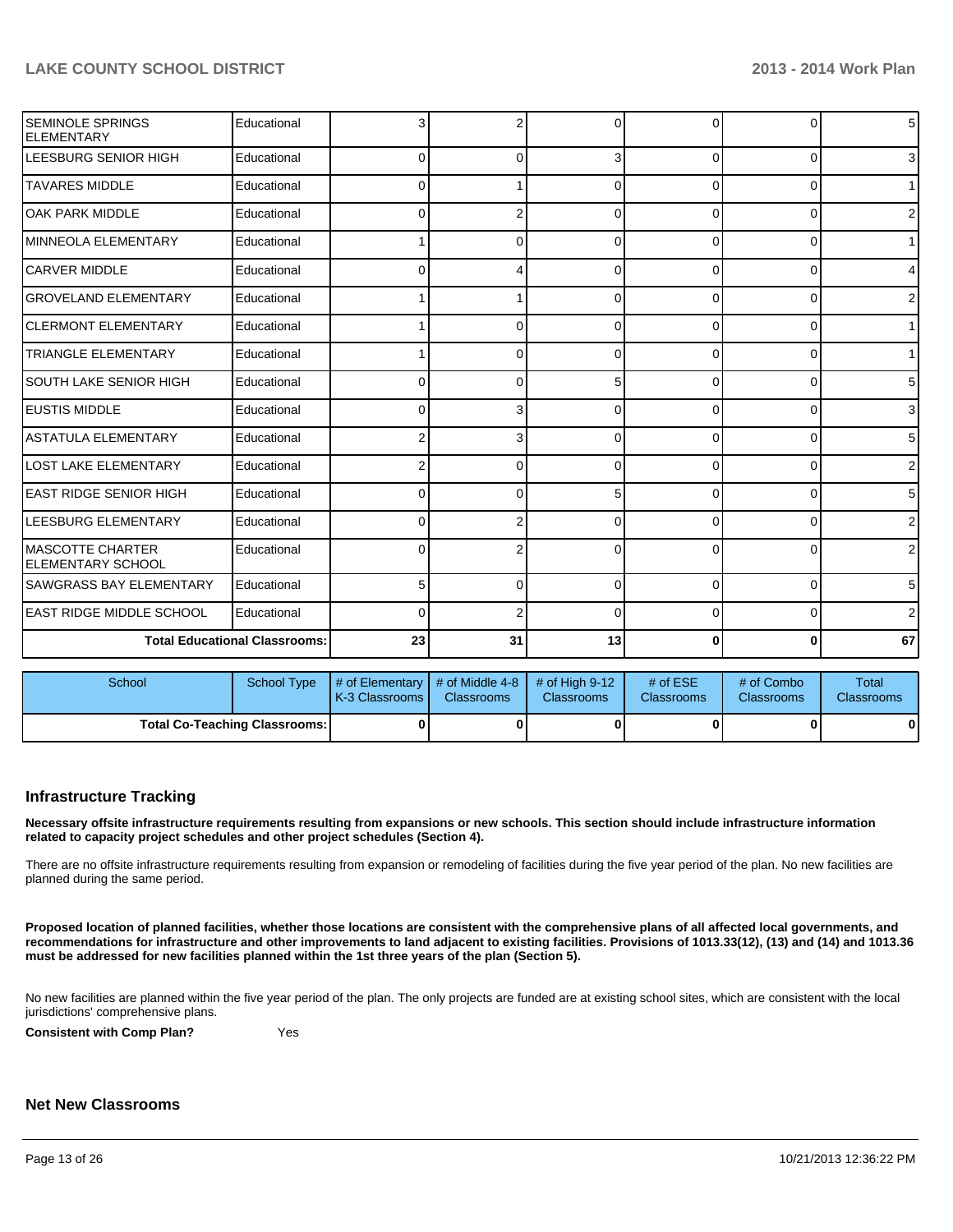| School | School Type | # of Elementary K-3 Classrooms | # of Middle 4-8 Classrooms | # of High 9-12 Classrooms | # of ESE Classrooms | # of Combo Classrooms | Total Classrooms |
|---|---|---|---|---|---|---|---|
| SEMINOLE SPRINGS ELEMENTARY | Educational | 3 | 2 | 0 | 0 | 0 | 5 |
| LEESBURG SENIOR HIGH | Educational | 0 | 0 | 3 | 0 | 0 | 3 |
| TAVARES MIDDLE | Educational | 0 | 1 | 0 | 0 | 0 | 1 |
| OAK PARK MIDDLE | Educational | 0 | 2 | 0 | 0 | 0 | 2 |
| MINNEOLA ELEMENTARY | Educational | 1 | 0 | 0 | 0 | 0 | 1 |
| CARVER MIDDLE | Educational | 0 | 4 | 0 | 0 | 0 | 4 |
| GROVELAND ELEMENTARY | Educational | 1 | 1 | 0 | 0 | 0 | 2 |
| CLERMONT ELEMENTARY | Educational | 1 | 0 | 0 | 0 | 0 | 1 |
| TRIANGLE ELEMENTARY | Educational | 1 | 0 | 0 | 0 | 0 | 1 |
| SOUTH LAKE SENIOR HIGH | Educational | 0 | 0 | 5 | 0 | 0 | 5 |
| EUSTIS MIDDLE | Educational | 0 | 3 | 0 | 0 | 0 | 3 |
| ASTATULA ELEMENTARY | Educational | 2 | 3 | 0 | 0 | 0 | 5 |
| LOST LAKE ELEMENTARY | Educational | 2 | 0 | 0 | 0 | 0 | 2 |
| EAST RIDGE SENIOR HIGH | Educational | 0 | 0 | 5 | 0 | 0 | 5 |
| LEESBURG ELEMENTARY | Educational | 0 | 2 | 0 | 0 | 0 | 2 |
| MASCOTTE CHARTER ELEMENTARY SCHOOL | Educational | 0 | 2 | 0 | 0 | 0 | 2 |
| SAWGRASS BAY ELEMENTARY | Educational | 5 | 0 | 0 | 0 | 0 | 5 |
| EAST RIDGE MIDDLE SCHOOL | Educational | 0 | 2 | 0 | 0 | 0 | 2 |
| Total Educational Classrooms: | | 23 | 31 | 13 | 0 | 0 | 67 |

| School | School Type | # of Elementary K-3 Classrooms | # of Middle 4-8 Classrooms | # of High 9-12 Classrooms | # of ESE Classrooms | # of Combo Classrooms | Total Classrooms |
|---|---|---|---|---|---|---|---|
| Total Co-Teaching Classrooms: | | 0 | 0 | 0 | 0 | 0 | 0 |

## Infrastructure Tracking

**Necessary offsite infrastructure requirements resulting from expansions or new schools. This section should include infrastructure information related to capacity project schedules and other project schedules (Section 4).**

There are no offsite infrastructure requirements resulting from expansion or remodeling of facilities during the five year period of the plan. No new facilities are planned during the same period.

**Proposed location of planned facilities, whether those locations are consistent with the comprehensive plans of all affected local governments, and recommendations for infrastructure and other improvements to land adjacent to existing facilities. Provisions of 1013.33(12), (13) and (14) and 1013.36 must be addressed for new facilities planned within the 1st three years of the plan (Section 5).**

No new facilities are planned within the five year period of the plan. The only projects are funded are at existing school sites, which are consistent with the local jurisdictions' comprehensive plans.

**Consistent with Comp Plan?** Yes

## Net New Classrooms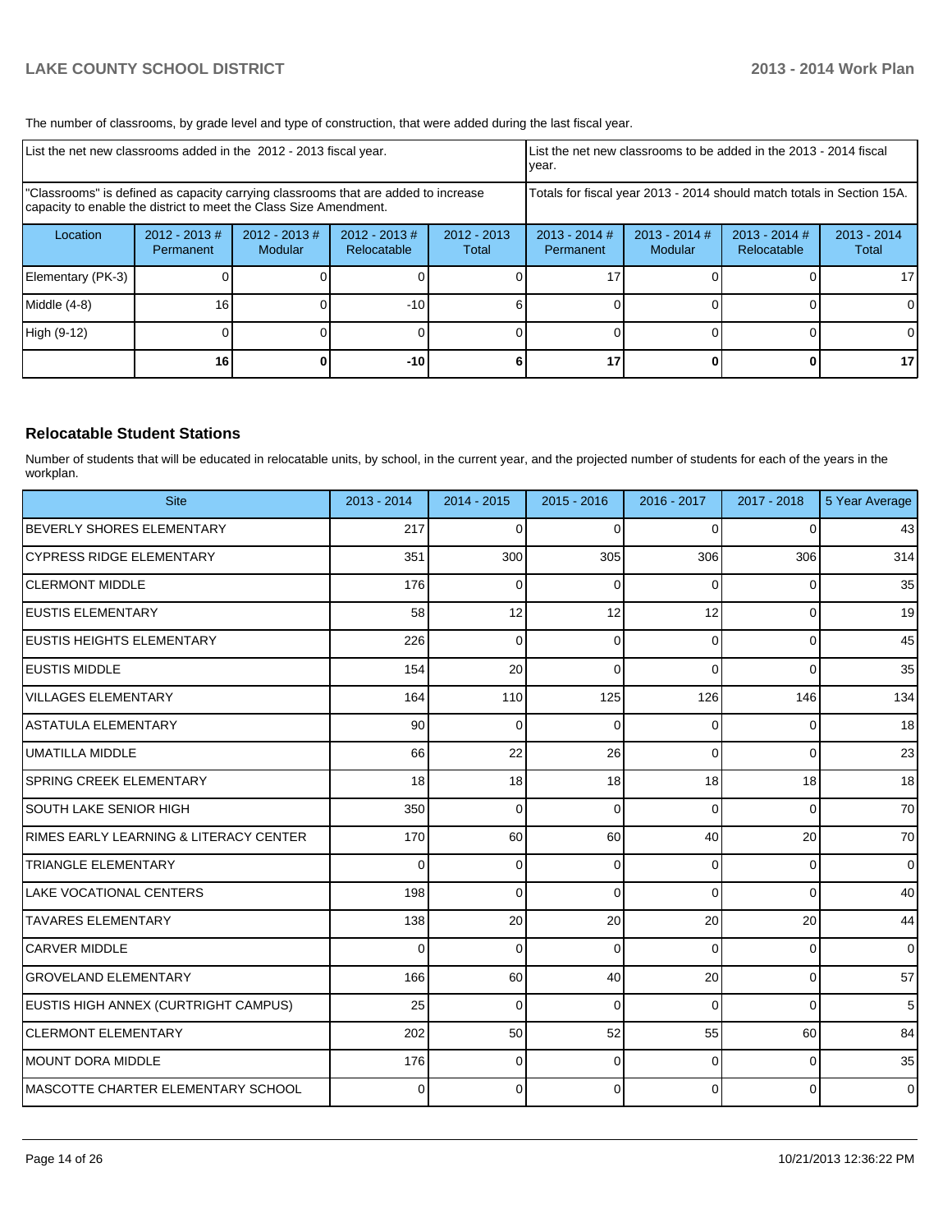The number of classrooms, by grade level and type of construction, that were added during the last fiscal year.

| List the net new classrooms added in the 2012 - 2013 fiscal year. | | | | | List the net new classrooms to be added in the 2013 - 2014 fiscal year. | | | |
|---|---|---|---|---|---|---|---|---|
| "Classrooms" is defined as capacity carrying classrooms that are added to increase capacity to enable the district to meet the Class Size Amendment. | | | | | Totals for fiscal year 2013 - 2014 should match totals in Section 15A. | | | |
| Location | 2012 - 2013 # Permanent | 2012 - 2013 # Modular | 2012 - 2013 # Relocatable | 2012 - 2013 Total | 2013 - 2014 # Permanent | 2013 - 2014 # Modular | 2013 - 2014 # Relocatable | 2013 - 2014 Total |
| Elementary (PK-3) | 0 | 0 | 0 | 0 | 17 | 0 | 0 | 17 |
| Middle (4-8) | 16 | 0 | -10 | 6 | 0 | 0 | 0 | 0 |
| High (9-12) | 0 | 0 | 0 | 0 | 0 | 0 | 0 | 0 |
| | **16** | **0** | **-10** | **6** | **17** | **0** | **0** | **17** |

### Relocatable Student Stations

Number of students that will be educated in relocatable units, by school, in the current year, and the projected number of students for each of the years in the workplan.

| Site | 2013 - 2014 | 2014 - 2015 | 2015 - 2016 | 2016 - 2017 | 2017 - 2018 | 5 Year Average |
|---|---|---|---|---|---|---|
| BEVERLY SHORES ELEMENTARY | 217 | 0 | 0 | 0 | 0 | 43 |
| CYPRESS RIDGE ELEMENTARY | 351 | 300 | 305 | 306 | 306 | 314 |
| CLERMONT MIDDLE | 176 | 0 | 0 | 0 | 0 | 35 |
| EUSTIS ELEMENTARY | 58 | 12 | 12 | 12 | 0 | 19 |
| EUSTIS HEIGHTS ELEMENTARY | 226 | 0 | 0 | 0 | 0 | 45 |
| EUSTIS MIDDLE | 154 | 20 | 0 | 0 | 0 | 35 |
| VILLAGES ELEMENTARY | 164 | 110 | 125 | 126 | 146 | 134 |
| ASTATULA ELEMENTARY | 90 | 0 | 0 | 0 | 0 | 18 |
| UMATILLA MIDDLE | 66 | 22 | 26 | 0 | 0 | 23 |
| SPRING CREEK ELEMENTARY | 18 | 18 | 18 | 18 | 18 | 18 |
| SOUTH LAKE SENIOR HIGH | 350 | 0 | 0 | 0 | 0 | 70 |
| RIMES EARLY LEARNING & LITERACY CENTER | 170 | 60 | 60 | 40 | 20 | 70 |
| TRIANGLE ELEMENTARY | 0 | 0 | 0 | 0 | 0 | 0 |
| LAKE VOCATIONAL CENTERS | 198 | 0 | 0 | 0 | 0 | 40 |
| TAVARES ELEMENTARY | 138 | 20 | 20 | 20 | 20 | 44 |
| CARVER MIDDLE | 0 | 0 | 0 | 0 | 0 | 0 |
| GROVELAND ELEMENTARY | 166 | 60 | 40 | 20 | 0 | 57 |
| EUSTIS HIGH ANNEX (CURTRIGHT CAMPUS) | 25 | 0 | 0 | 0 | 0 | 5 |
| CLERMONT ELEMENTARY | 202 | 50 | 52 | 55 | 60 | 84 |
| MOUNT DORA MIDDLE | 176 | 0 | 0 | 0 | 0 | 35 |
| MASCOTTE CHARTER ELEMENTARY SCHOOL | 0 | 0 | 0 | 0 | 0 | 0 |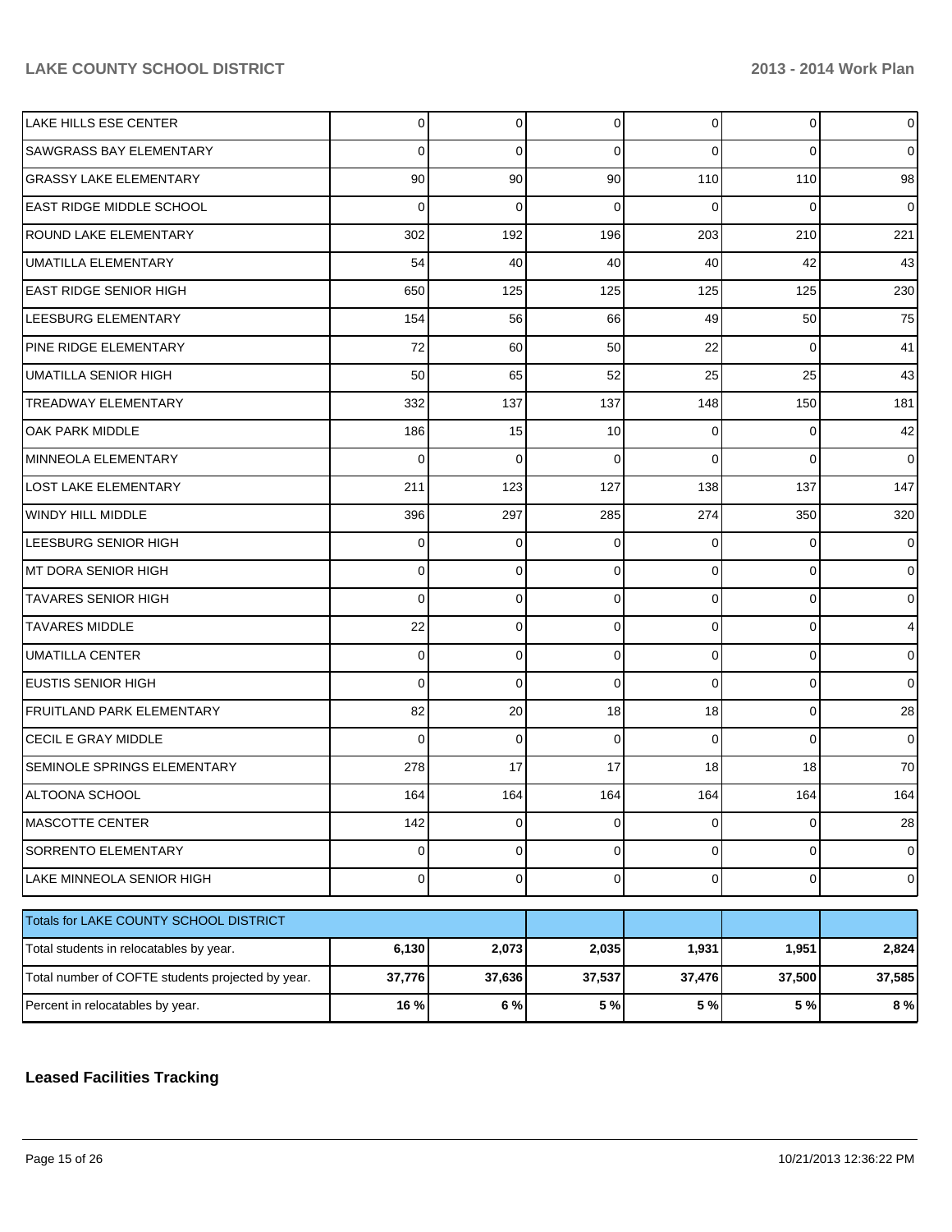| | | | | | | |
|---|---|---|---|---|---|---|
| LAKE HILLS ESE CENTER | 0 | 0 | 0 | 0 | 0 | 0 |
| SAWGRASS BAY ELEMENTARY | 0 | 0 | 0 | 0 | 0 | 0 |
| GRASSY LAKE ELEMENTARY | 90 | 90 | 90 | 110 | 110 | 98 |
| EAST RIDGE MIDDLE SCHOOL | 0 | 0 | 0 | 0 | 0 | 0 |
| ROUND LAKE ELEMENTARY | 302 | 192 | 196 | 203 | 210 | 221 |
| UMATILLA ELEMENTARY | 54 | 40 | 40 | 40 | 42 | 43 |
| EAST RIDGE SENIOR HIGH | 650 | 125 | 125 | 125 | 125 | 230 |
| LEESBURG ELEMENTARY | 154 | 56 | 66 | 49 | 50 | 75 |
| PINE RIDGE ELEMENTARY | 72 | 60 | 50 | 22 | 0 | 41 |
| UMATILLA SENIOR HIGH | 50 | 65 | 52 | 25 | 25 | 43 |
| TREADWAY ELEMENTARY | 332 | 137 | 137 | 148 | 150 | 181 |
| OAK PARK MIDDLE | 186 | 15 | 10 | 0 | 0 | 42 |
| MINNEOLA ELEMENTARY | 0 | 0 | 0 | 0 | 0 | 0 |
| LOST LAKE ELEMENTARY | 211 | 123 | 127 | 138 | 137 | 147 |
| WINDY HILL MIDDLE | 396 | 297 | 285 | 274 | 350 | 320 |
| LEESBURG SENIOR HIGH | 0 | 0 | 0 | 0 | 0 | 0 |
| MT DORA SENIOR HIGH | 0 | 0 | 0 | 0 | 0 | 0 |
| TAVARES SENIOR HIGH | 0 | 0 | 0 | 0 | 0 | 0 |
| TAVARES MIDDLE | 22 | 0 | 0 | 0 | 0 | 4 |
| UMATILLA CENTER | 0 | 0 | 0 | 0 | 0 | 0 |
| EUSTIS SENIOR HIGH | 0 | 0 | 0 | 0 | 0 | 0 |
| FRUITLAND PARK ELEMENTARY | 82 | 20 | 18 | 18 | 0 | 28 |
| CECIL E GRAY MIDDLE | 0 | 0 | 0 | 0 | 0 | 0 |
| SEMINOLE SPRINGS ELEMENTARY | 278 | 17 | 17 | 18 | 18 | 70 |
| ALTOONA SCHOOL | 164 | 164 | 164 | 164 | 164 | 164 |
| MASCOTTE CENTER | 142 | 0 | 0 | 0 | 0 | 28 |
| SORRENTO ELEMENTARY | 0 | 0 | 0 | 0 | 0 | 0 |
| LAKE MINNEOLA SENIOR HIGH | 0 | 0 | 0 | 0 | 0 | 0 |

| Totals for LAKE COUNTY SCHOOL DISTRICT | | | | | | |
|---|---|---|---|---|---|---|
| Total students in relocatables by year. | **6,130** | **2,073** | **2,035** | **1,931** | **1,951** | **2,824** |
| Total number of COFTE students projected by year. | **37,776** | **37,636** | **37,537** | **37,476** | **37,500** | **37,585** |
| Percent in relocatables by year. | **16 %** | **6 %** | **5 %** | **5 %** | **5 %** | **8 %** |

## Leased Facilities Tracking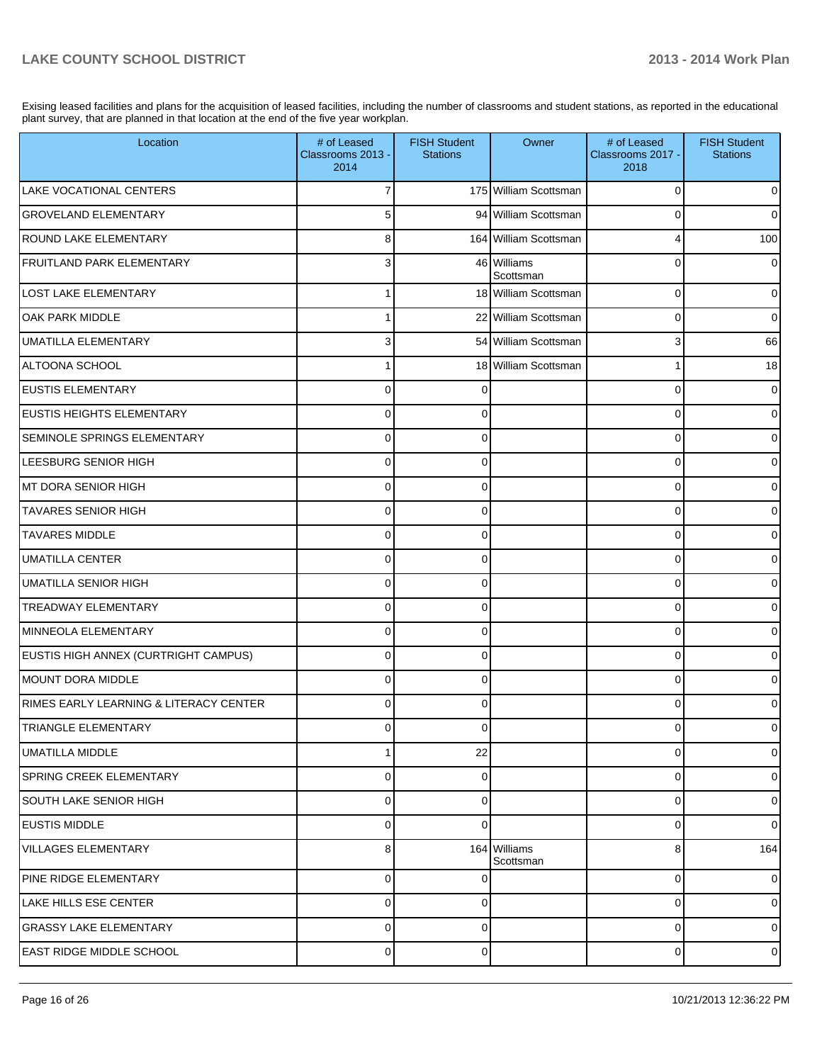Exising leased facilities and plans for the acquisition of leased facilities, including the number of classrooms and student stations, as reported in the educational plant survey, that are planned in that location at the end of the five year workplan.

| Location | # of Leased Classrooms 2013 - 2014 | FISH Student Stations | Owner | # of Leased Classrooms 2017 - 2018 | FISH Student Stations |
|---|---|---|---|---|---|
| LAKE VOCATIONAL CENTERS | 7 | 175 | William Scottsman | 0 | 0 |
| GROVELAND ELEMENTARY | 5 | 94 | William Scottsman | 0 | 0 |
| ROUND LAKE ELEMENTARY | 8 | 164 | William Scottsman | 4 | 100 |
| FRUITLAND PARK ELEMENTARY | 3 | 46 | Williams Scottsman | 0 | 0 |
| LOST LAKE ELEMENTARY | 1 | 18 | William Scottsman | 0 | 0 |
| OAK PARK MIDDLE | 1 | 22 | William Scottsman | 0 | 0 |
| UMATILLA ELEMENTARY | 3 | 54 | William Scottsman | 3 | 66 |
| ALTOONA SCHOOL | 1 | 18 | William Scottsman | 1 | 18 |
| EUSTIS ELEMENTARY | 0 | 0 | | 0 | 0 |
| EUSTIS HEIGHTS ELEMENTARY | 0 | 0 | | 0 | 0 |
| SEMINOLE SPRINGS ELEMENTARY | 0 | 0 | | 0 | 0 |
| LEESBURG SENIOR HIGH | 0 | 0 | | 0 | 0 |
| MT DORA SENIOR HIGH | 0 | 0 | | 0 | 0 |
| TAVARES SENIOR HIGH | 0 | 0 | | 0 | 0 |
| TAVARES MIDDLE | 0 | 0 | | 0 | 0 |
| UMATILLA CENTER | 0 | 0 | | 0 | 0 |
| UMATILLA SENIOR HIGH | 0 | 0 | | 0 | 0 |
| TREADWAY ELEMENTARY | 0 | 0 | | 0 | 0 |
| MINNEOLA ELEMENTARY | 0 | 0 | | 0 | 0 |
| EUSTIS HIGH ANNEX (CURTRIGHT CAMPUS) | 0 | 0 | | 0 | 0 |
| MOUNT DORA MIDDLE | 0 | 0 | | 0 | 0 |
| RIMES EARLY LEARNING & LITERACY CENTER | 0 | 0 | | 0 | 0 |
| TRIANGLE ELEMENTARY | 0 | 0 | | 0 | 0 |
| UMATILLA MIDDLE | 1 | 22 | | 0 | 0 |
| SPRING CREEK ELEMENTARY | 0 | 0 | | 0 | 0 |
| SOUTH LAKE SENIOR HIGH | 0 | 0 | | 0 | 0 |
| EUSTIS MIDDLE | 0 | 0 | | 0 | 0 |
| VILLAGES ELEMENTARY | 8 | 164 | Williams Scottsman | 8 | 164 |
| PINE RIDGE ELEMENTARY | 0 | 0 | | 0 | 0 |
| LAKE HILLS ESE CENTER | 0 | 0 | | 0 | 0 |
| GRASSY LAKE ELEMENTARY | 0 | 0 | | 0 | 0 |
| EAST RIDGE MIDDLE SCHOOL | 0 | 0 | | 0 | 0 |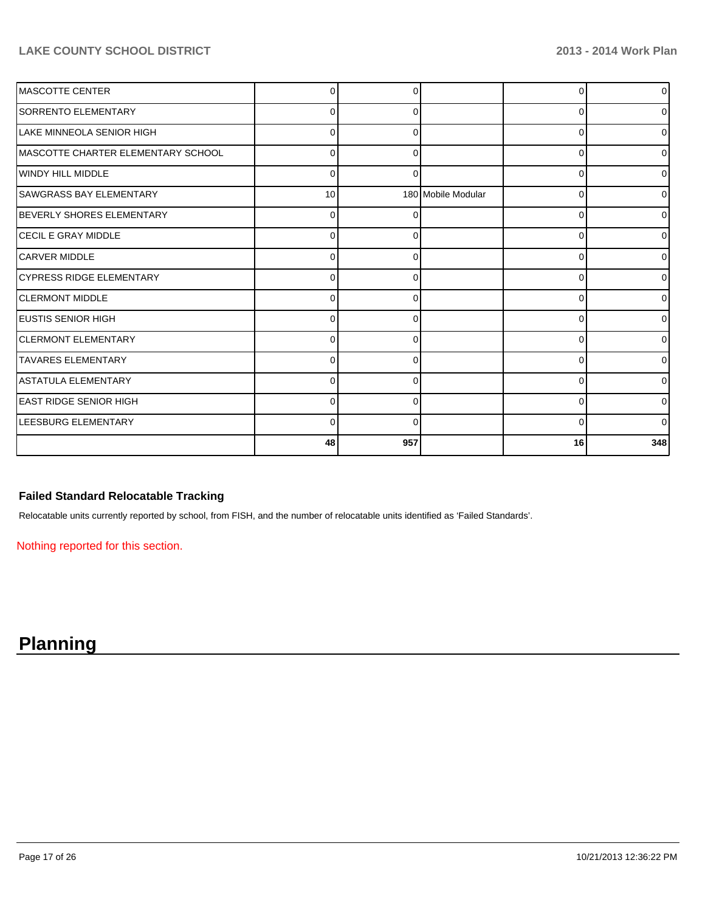| | | | | | |
|---|---|---|---|---|---|
| MASCOTTE CENTER | 0 | 0 | | 0 | 0 |
| SORRENTO ELEMENTARY | 0 | 0 | | 0 | 0 |
| LAKE MINNEOLA SENIOR HIGH | 0 | 0 | | 0 | 0 |
| MASCOTTE CHARTER ELEMENTARY SCHOOL | 0 | 0 | | 0 | 0 |
| WINDY HILL MIDDLE | 0 | 0 | | 0 | 0 |
| SAWGRASS BAY ELEMENTARY | 10 | 180 | Mobile Modular | 0 | 0 |
| BEVERLY SHORES ELEMENTARY | 0 | 0 | | 0 | 0 |
| CECIL E GRAY MIDDLE | 0 | 0 | | 0 | 0 |
| CARVER MIDDLE | 0 | 0 | | 0 | 0 |
| CYPRESS RIDGE ELEMENTARY | 0 | 0 | | 0 | 0 |
| CLERMONT MIDDLE | 0 | 0 | | 0 | 0 |
| EUSTIS SENIOR HIGH | 0 | 0 | | 0 | 0 |
| CLERMONT ELEMENTARY | 0 | 0 | | 0 | 0 |
| TAVARES ELEMENTARY | 0 | 0 | | 0 | 0 |
| ASTATULA ELEMENTARY | 0 | 0 | | 0 | 0 |
| EAST RIDGE SENIOR HIGH | 0 | 0 | | 0 | 0 |
| LEESBURG ELEMENTARY | 0 | 0 | | 0 | 0 |
| | **48** | **957** | | **16** | **348** |

### Failed Standard Relocatable Tracking

Relocatable units currently reported by school, from FISH, and the number of relocatable units identified as 'Failed Standards'.

Nothing reported for this section.

# Planning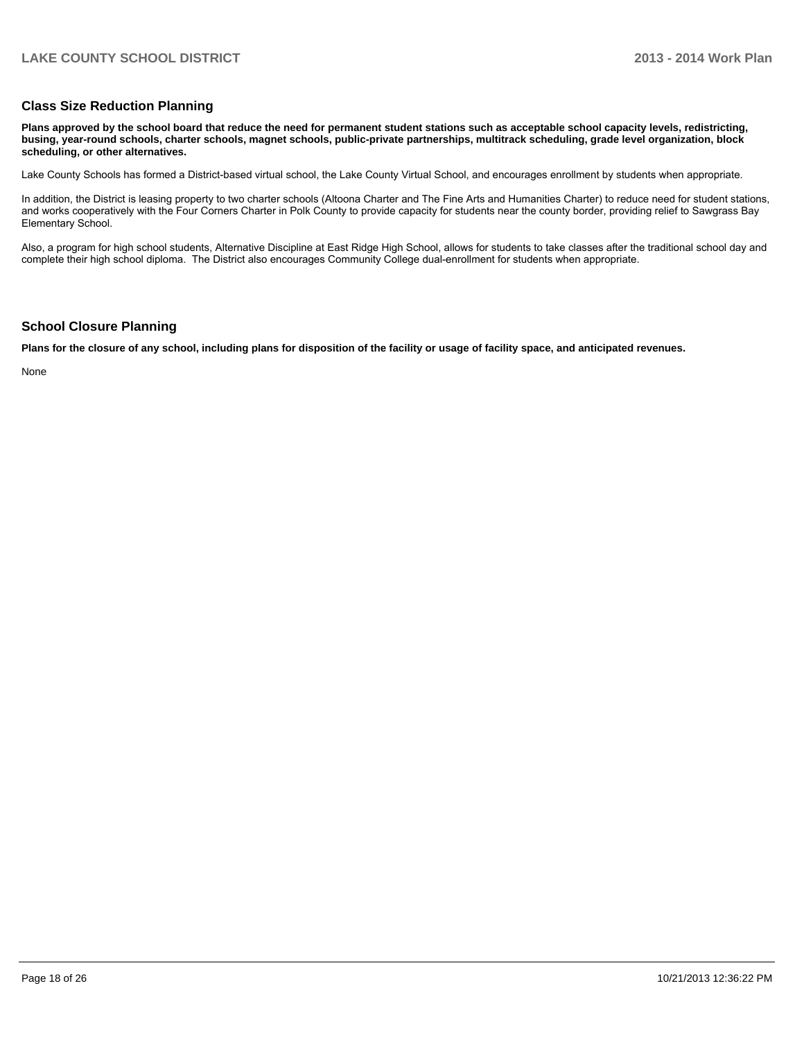## Class Size Reduction Planning

**Plans approved by the school board that reduce the need for permanent student stations such as acceptable school capacity levels, redistricting, busing, year-round schools, charter schools, magnet schools, public-private partnerships, multitrack scheduling, grade level organization, block scheduling, or other alternatives.**

Lake County Schools has formed a District-based virtual school, the Lake County Virtual School, and encourages enrollment by students when appropriate.

In addition, the District is leasing property to two charter schools (Altoona Charter and The Fine Arts and Humanities Charter) to reduce need for student stations, and works cooperatively with the Four Corners Charter in Polk County to provide capacity for students near the county border, providing relief to Sawgrass Bay Elementary School.

Also, a program for high school students, Alternative Discipline at East Ridge High School, allows for students to take classes after the traditional school day and complete their high school diploma. The District also encourages Community College dual-enrollment for students when appropriate.

## School Closure Planning

**Plans for the closure of any school, including plans for disposition of the facility or usage of facility space, and anticipated revenues.**

None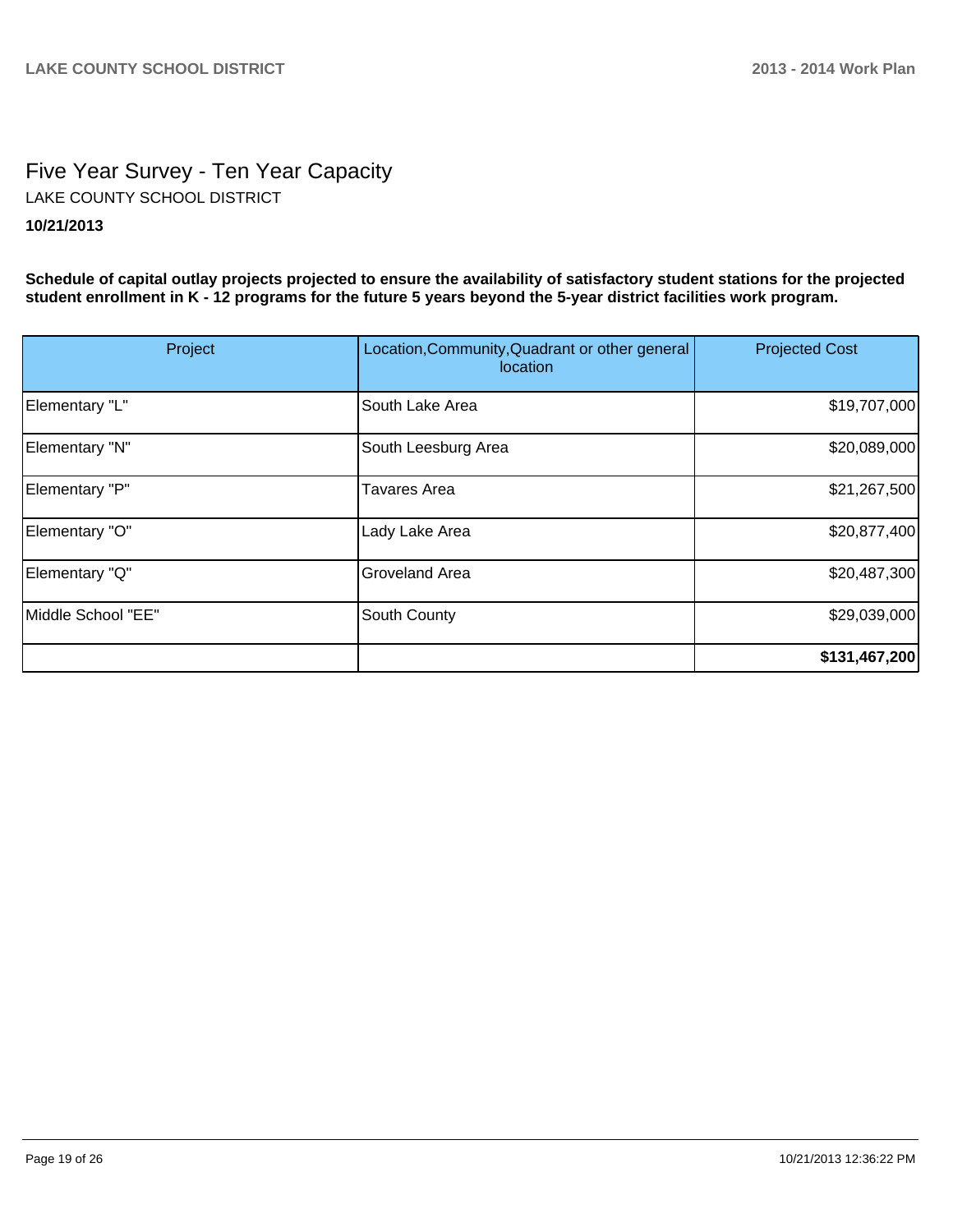# Five Year Survey - Ten Year Capacity

LAKE COUNTY SCHOOL DISTRICT

**10/21/2013**

**Schedule of capital outlay projects projected to ensure the availability of satisfactory student stations for the projected student enrollment in K - 12 programs for the future 5 years beyond the 5-year district facilities work program.**

| Project | Location,Community,Quadrant or other general location | Projected Cost |
|---|---|---|
| Elementary "L" | South Lake Area | $19,707,000 |
| Elementary "N" | South Leesburg Area | $20,089,000 |
| Elementary "P" | Tavares Area | $21,267,500 |
| Elementary "O" | Lady Lake Area | $20,877,400 |
| Elementary "Q" | Groveland Area | $20,487,300 |
| Middle School "EE" | South County | $29,039,000 |
| | | **$131,467,200** |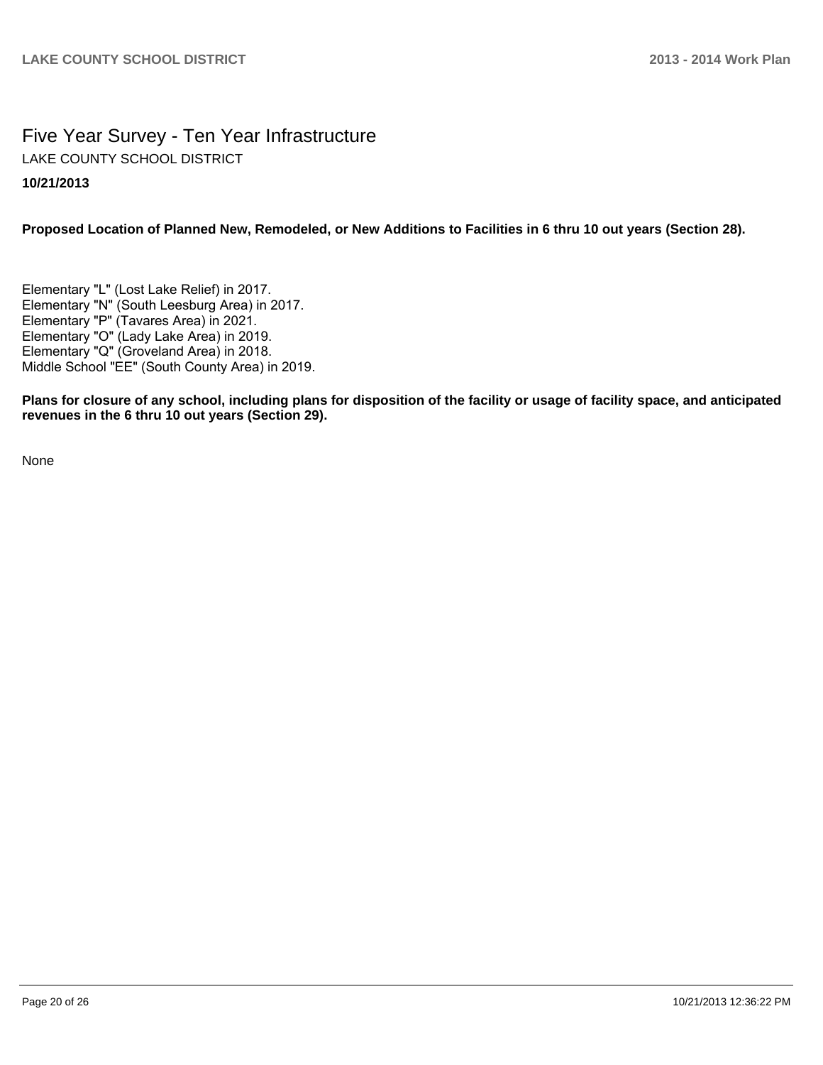# Five Year Survey - Ten Year Infrastructure

LAKE COUNTY SCHOOL DISTRICT

**10/21/2013**

**Proposed Location of Planned New, Remodeled, or New Additions to Facilities in 6 thru 10 out years (Section 28).**

Elementary "L" (Lost Lake Relief) in 2017.
Elementary "N" (South Leesburg Area) in 2017.
Elementary "P" (Tavares Area) in 2021.
Elementary "O" (Lady Lake Area) in 2019.
Elementary "Q" (Groveland Area) in 2018.
Middle School "EE" (South County Area) in 2019.

**Plans for closure of any school, including plans for disposition of the facility or usage of facility space, and anticipated revenues in the 6 thru 10 out years (Section 29).**

None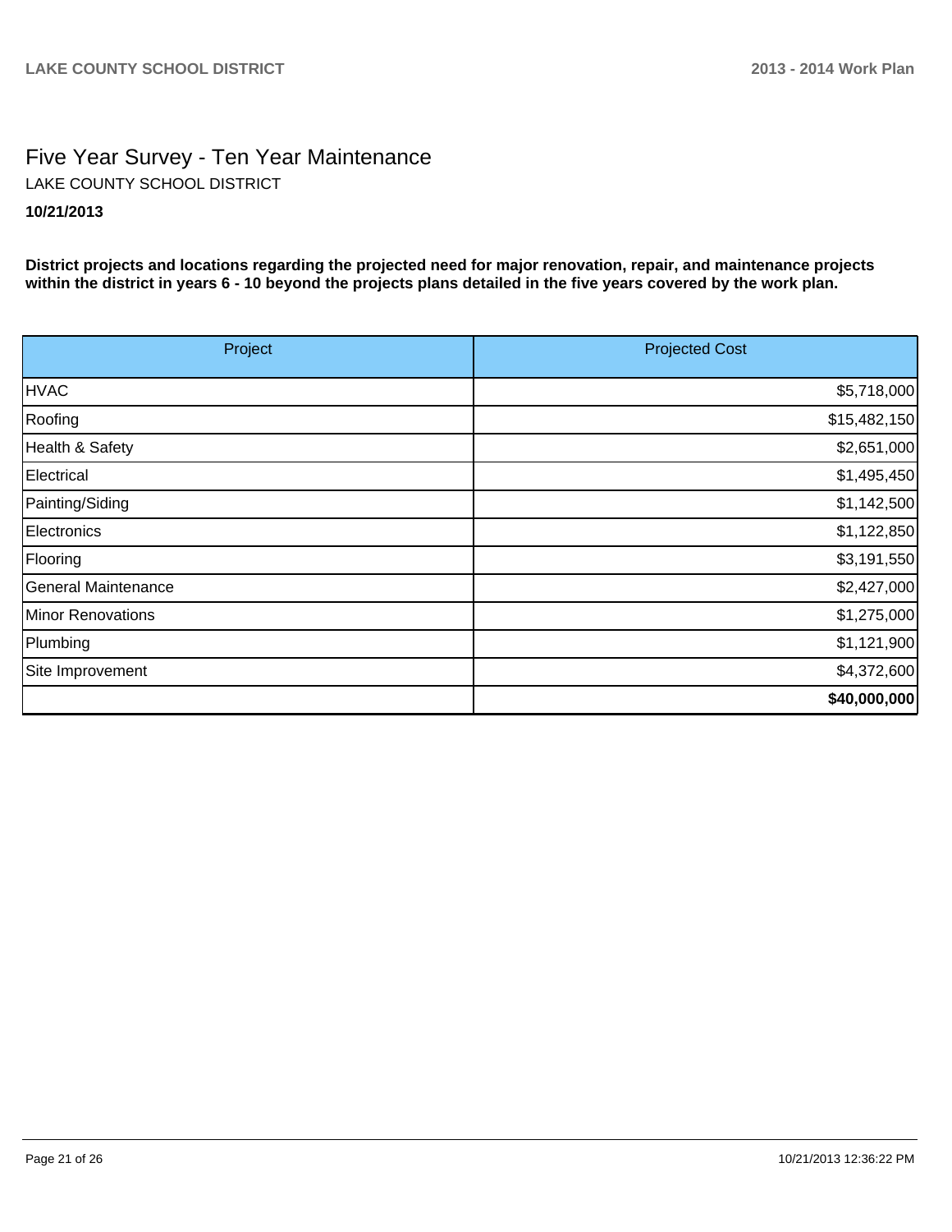# Five Year Survey - Ten Year Maintenance

LAKE COUNTY SCHOOL DISTRICT

**10/21/2013**

**District projects and locations regarding the projected need for major renovation, repair, and maintenance projects within the district in years 6 - 10 beyond the projects plans detailed in the five years covered by the work plan.**

| Project | Projected Cost |
|---|---|
| HVAC | $5,718,000 |
| Roofing | $15,482,150 |
| Health & Safety | $2,651,000 |
| Electrical | $1,495,450 |
| Painting/Siding | $1,142,500 |
| Electronics | $1,122,850 |
| Flooring | $3,191,550 |
| General Maintenance | $2,427,000 |
| Minor Renovations | $1,275,000 |
| Plumbing | $1,121,900 |
| Site Improvement | $4,372,600 |
| | **$40,000,000** |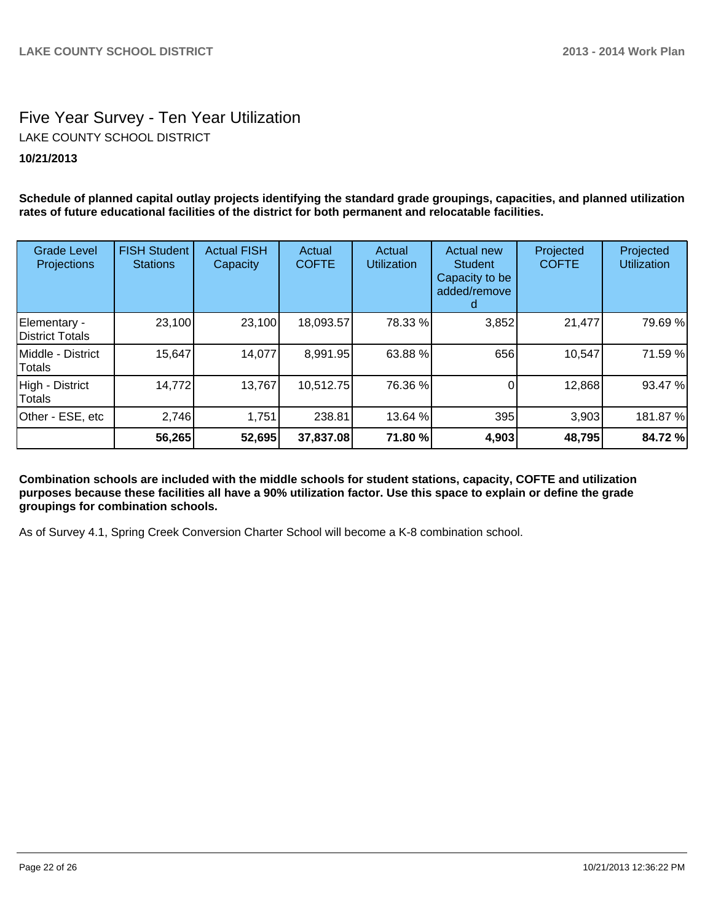# Five Year Survey - Ten Year Utilization

LAKE COUNTY SCHOOL DISTRICT

**10/21/2013**

**Schedule of planned capital outlay projects identifying the standard grade groupings, capacities, and planned utilization rates of future educational facilities of the district for both permanent and relocatable facilities.**

| Grade Level Projections | FISH Student Stations | Actual FISH Capacity | Actual COFTE | Actual Utilization | Actual new Student Capacity to be added/removed | Projected COFTE | Projected Utilization |
|---|---|---|---|---|---|---|---|
| Elementary - District Totals | 23,100 | 23,100 | 18,093.57 | 78.33 % | 3,852 | 21,477 | 79.69 % |
| Middle - District Totals | 15,647 | 14,077 | 8,991.95 | 63.88 % | 656 | 10,547 | 71.59 % |
| High - District Totals | 14,772 | 13,767 | 10,512.75 | 76.36 % | 0 | 12,868 | 93.47 % |
| Other - ESE, etc | 2,746 | 1,751 | 238.81 | 13.64 % | 395 | 3,903 | 181.87 % |
| | **56,265** | **52,695** | **37,837.08** | **71.80 %** | **4,903** | **48,795** | **84.72 %** |

**Combination schools are included with the middle schools for student stations, capacity, COFTE and utilization purposes because these facilities all have a 90% utilization factor. Use this space to explain or define the grade groupings for combination schools.**

As of Survey 4.1, Spring Creek Conversion Charter School will become a K-8 combination school.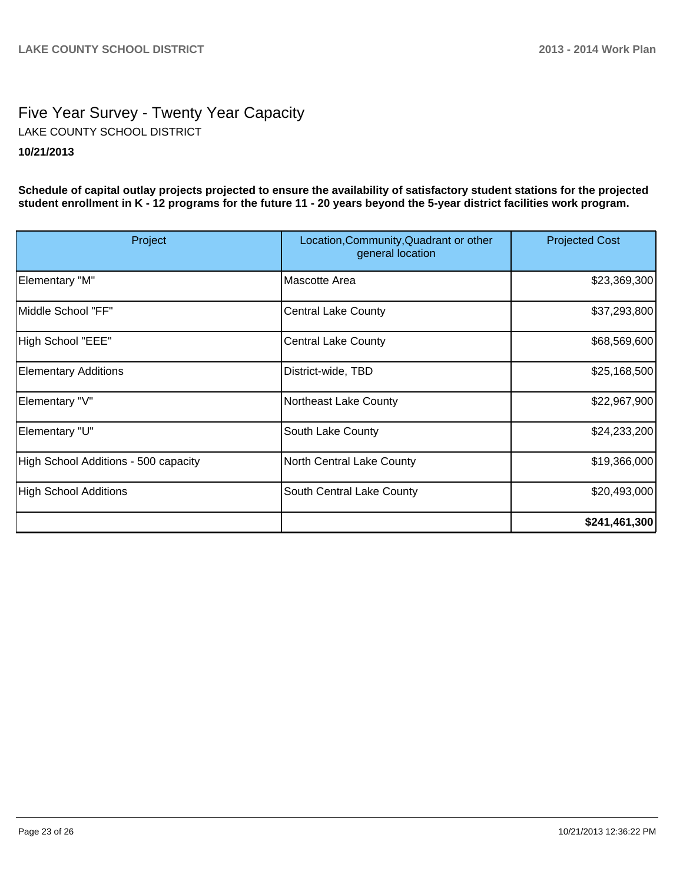# Five Year Survey - Twenty Year Capacity

LAKE COUNTY SCHOOL DISTRICT

**10/21/2013**

**Schedule of capital outlay projects projected to ensure the availability of satisfactory student stations for the projected student enrollment in K - 12 programs for the future 11 - 20 years beyond the 5-year district facilities work program.**

| Project | Location,Community,Quadrant or other general location | Projected Cost |
|---|---|---:|
| Elementary "M" | Mascotte Area | $23,369,300 |
| Middle School "FF" | Central Lake County | $37,293,800 |
| High School "EEE" | Central Lake County | $68,569,600 |
| Elementary Additions | District-wide, TBD | $25,168,500 |
| Elementary "V" | Northeast Lake County | $22,967,900 |
| Elementary "U" | South Lake County | $24,233,200 |
| High School Additions - 500 capacity | North Central Lake County | $19,366,000 |
| High School Additions | South Central Lake County | $20,493,000 |
| | | **$241,461,300** |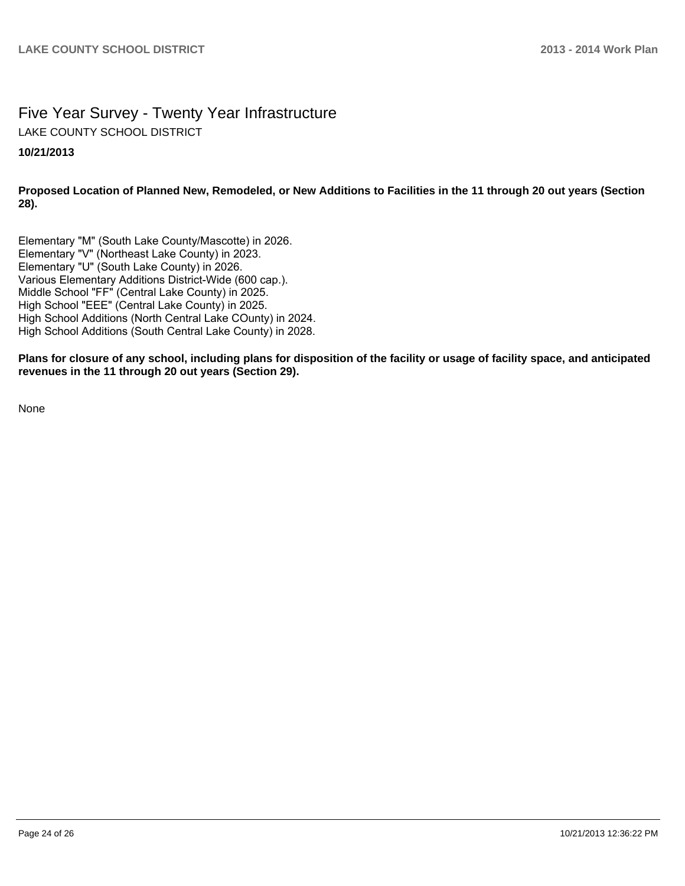# Five Year Survey - Twenty Year Infrastructure

LAKE COUNTY SCHOOL DISTRICT

**10/21/2013**

**Proposed Location of Planned New, Remodeled, or New Additions to Facilities in the 11 through 20 out years (Section 28).**

Elementary "M" (South Lake County/Mascotte) in 2026.
Elementary "V" (Northeast Lake County) in 2023.
Elementary "U" (South Lake County) in 2026.
Various Elementary Additions District-Wide (600 cap.).
Middle School "FF" (Central Lake County) in 2025.
High School "EEE" (Central Lake County) in 2025.
High School Additions (North Central Lake COunty) in 2024.
High School Additions (South Central Lake County) in 2028.

**Plans for closure of any school, including plans for disposition of the facility or usage of facility space, and anticipated revenues in the 11 through 20 out years (Section 29).**

None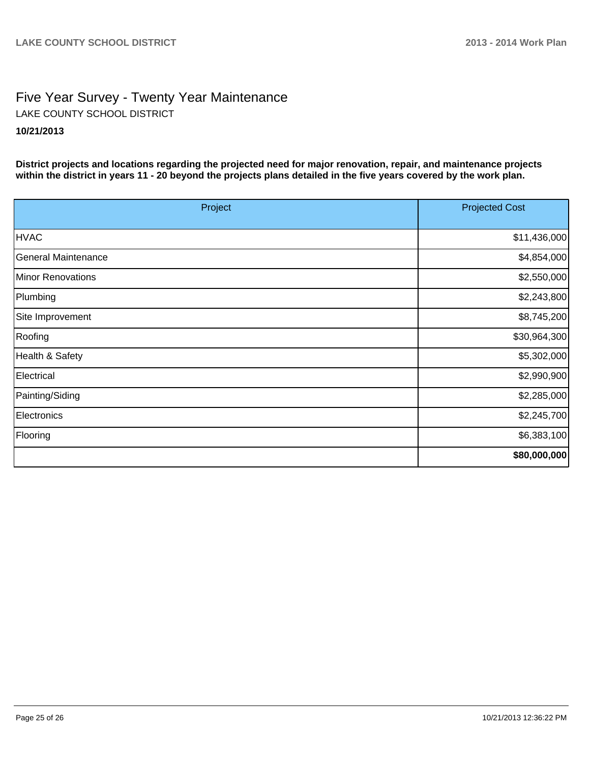# Five Year Survey - Twenty Year Maintenance

LAKE COUNTY SCHOOL DISTRICT

**10/21/2013**

**District projects and locations regarding the projected need for major renovation, repair, and maintenance projects within the district in years 11 - 20 beyond the projects plans detailed in the five years covered by the work plan.**

| Project | Projected Cost |
|---|---|
| HVAC | $11,436,000 |
| General Maintenance | $4,854,000 |
| Minor Renovations | $2,550,000 |
| Plumbing | $2,243,800 |
| Site Improvement | $8,745,200 |
| Roofing | $30,964,300 |
| Health & Safety | $5,302,000 |
| Electrical | $2,990,900 |
| Painting/Siding | $2,285,000 |
| Electronics | $2,245,700 |
| Flooring | $6,383,100 |
| | **$80,000,000** |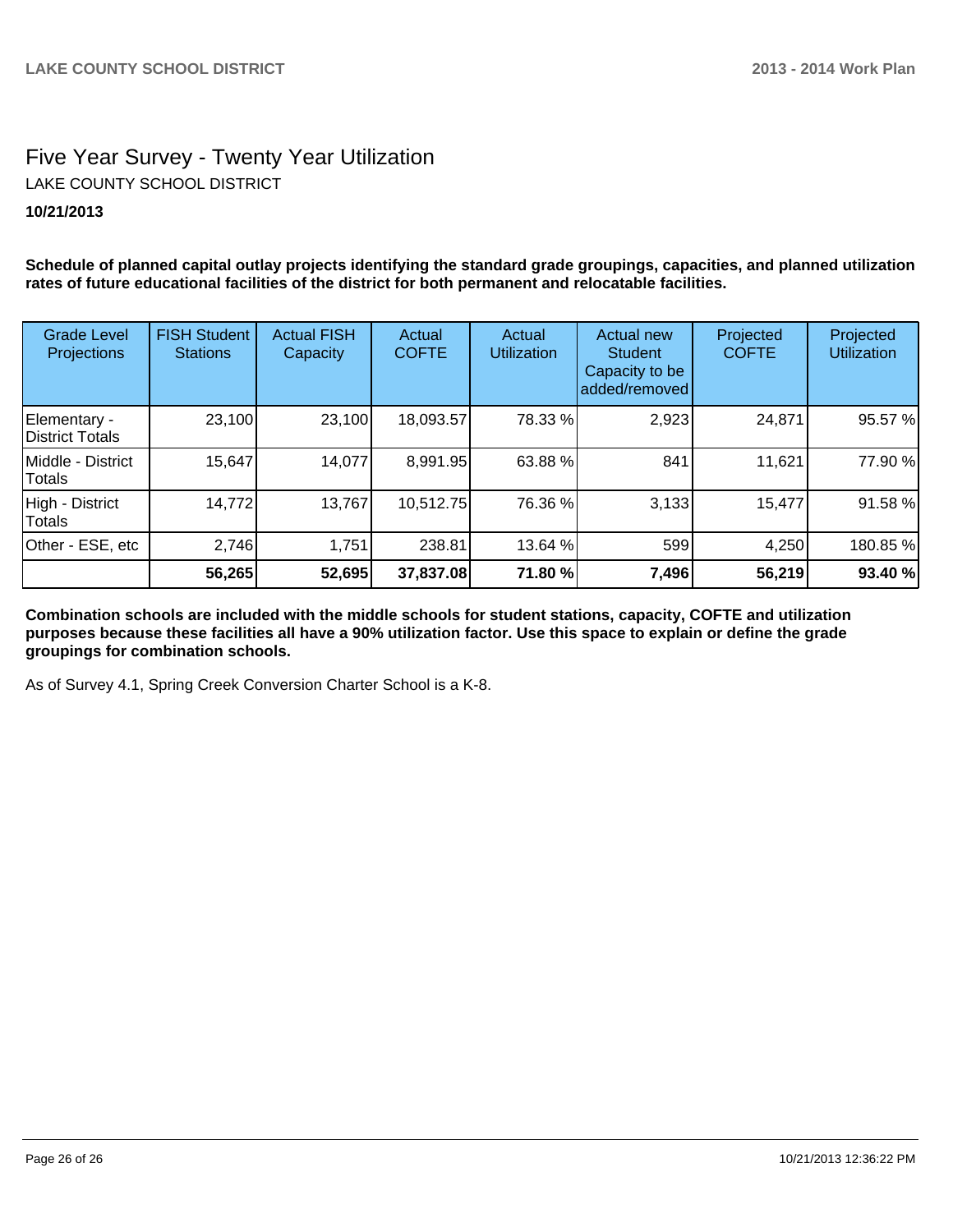# Five Year Survey - Twenty Year Utilization

LAKE COUNTY SCHOOL DISTRICT

**10/21/2013**

**Schedule of planned capital outlay projects identifying the standard grade groupings, capacities, and planned utilization rates of future educational facilities of the district for both permanent and relocatable facilities.**

| Grade Level Projections | FISH Student Stations | Actual FISH Capacity | Actual COFTE | Actual Utilization | Actual new Student Capacity to be added/removed | Projected COFTE | Projected Utilization |
|---|---|---|---|---|---|---|---|
| Elementary - District Totals | 23,100 | 23,100 | 18,093.57 | 78.33 % | 2,923 | 24,871 | 95.57 % |
| Middle - District Totals | 15,647 | 14,077 | 8,991.95 | 63.88 % | 841 | 11,621 | 77.90 % |
| High - District Totals | 14,772 | 13,767 | 10,512.75 | 76.36 % | 3,133 | 15,477 | 91.58 % |
| Other - ESE, etc | 2,746 | 1,751 | 238.81 | 13.64 % | 599 | 4,250 | 180.85 % |
| | **56,265** | **52,695** | **37,837.08** | **71.80 %** | **7,496** | **56,219** | **93.40 %** |

**Combination schools are included with the middle schools for student stations, capacity, COFTE and utilization purposes because these facilities all have a 90% utilization factor. Use this space to explain or define the grade groupings for combination schools.**

As of Survey 4.1, Spring Creek Conversion Charter School is a K-8.